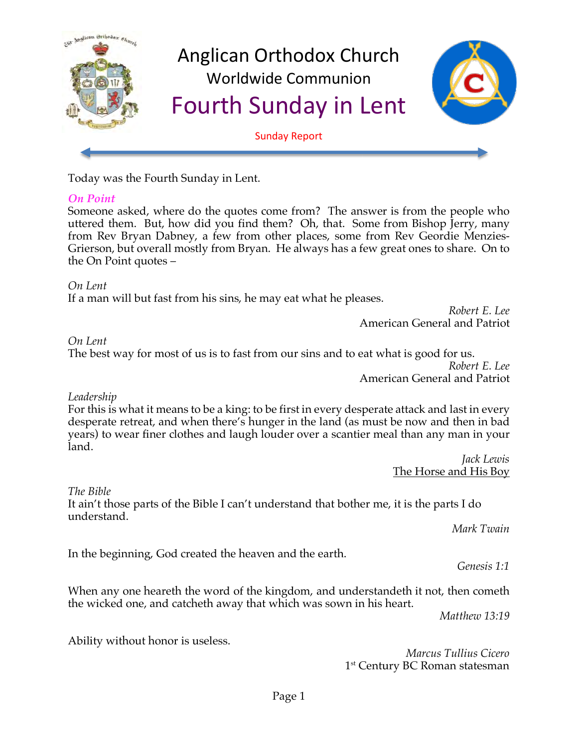# Anglican Orthodox Church

## Worldwide Communion

# Fourth Sunday in Lent

Sunday Report

Today was the Fourth Sunday in Lent.

***On Point***

Someone asked, where do the quotes come from? The answer is from the people who uttered them. But, how did you find them? Oh, that. Some from Bishop Jerry, many from Rev Bryan Dabney, a few from other places, some from Rev Geordie Menzies-Grierson, but overall mostly from Bryan. He always has a few great ones to share. On to the On Point quotes –

*On Lent*

If a man will but fast from his sins, he may eat what he pleases.

*Robert E. Lee*
American General and Patriot

*On Lent*

The best way for most of us is to fast from our sins and to eat what is good for us.

*Robert E. Lee*
American General and Patriot

*Leadership*

For this is what it means to be a king: to be first in every desperate attack and last in every desperate retreat, and when there's hunger in the land (as must be now and then in bad years) to wear finer clothes and laugh louder over a scantier meal than any man in your land.

*Jack Lewis*
The Horse and His Boy

*The Bible*

It ain't those parts of the Bible I can't understand that bother me, it is the parts I do understand.

*Mark Twain*

In the beginning, God created the heaven and the earth.

*Genesis 1:1*

When any one heareth the word of the kingdom, and understandeth it not, then cometh the wicked one, and catcheth away that which was sown in his heart.

*Matthew 13:19*

Ability without honor is useless.

*Marcus Tullius Cicero*
1st Century BC Roman statesman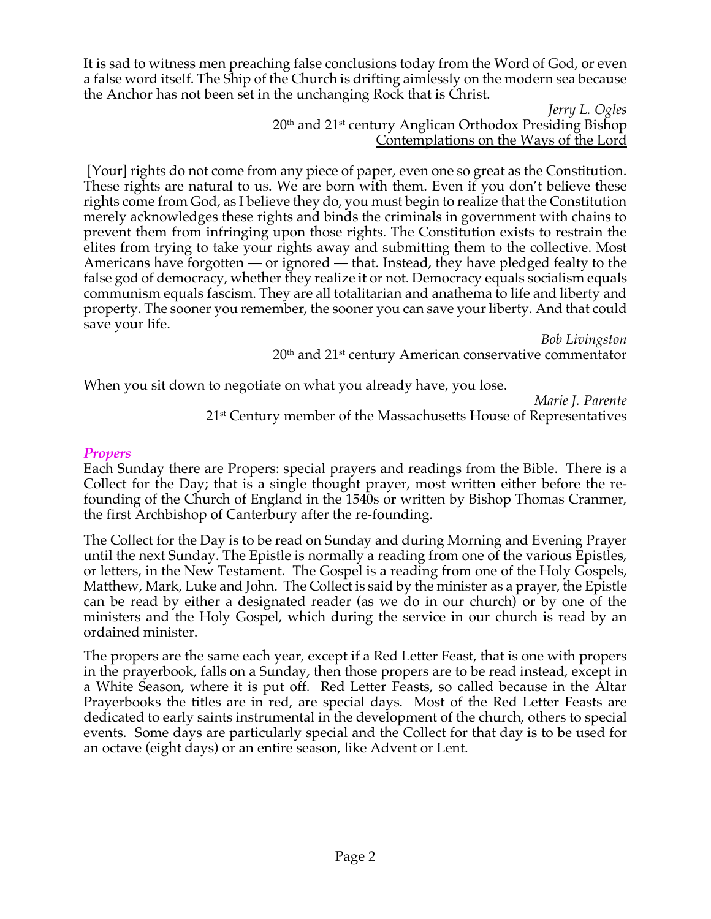It is sad to witness men preaching false conclusions today from the Word of God, or even a false word itself. The Ship of the Church is drifting aimlessly on the modern sea because the Anchor has not been set in the unchanging Rock that is Christ.

*Jerry L. Ogles*
20th and 21st century Anglican Orthodox Presiding Bishop
Contemplations on the Ways of the Lord

[Your] rights do not come from any piece of paper, even one so great as the Constitution. These rights are natural to us. We are born with them. Even if you don't believe these rights come from God, as I believe they do, you must begin to realize that the Constitution merely acknowledges these rights and binds the criminals in government with chains to prevent them from infringing upon those rights. The Constitution exists to restrain the elites from trying to take your rights away and submitting them to the collective. Most Americans have forgotten — or ignored — that. Instead, they have pledged fealty to the false god of democracy, whether they realize it or not. Democracy equals socialism equals communism equals fascism. They are all totalitarian and anathema to life and liberty and property. The sooner you remember, the sooner you can save your liberty. And that could save your life.

*Bob Livingston*
20th and 21st century American conservative commentator

When you sit down to negotiate on what you already have, you lose.

*Marie J. Parente*
21st Century member of the Massachusetts House of Representatives

### *Propers*

Each Sunday there are Propers: special prayers and readings from the Bible. There is a Collect for the Day; that is a single thought prayer, most written either before the re-founding of the Church of England in the 1540s or written by Bishop Thomas Cranmer, the first Archbishop of Canterbury after the re-founding.

The Collect for the Day is to be read on Sunday and during Morning and Evening Prayer until the next Sunday. The Epistle is normally a reading from one of the various Epistles, or letters, in the New Testament. The Gospel is a reading from one of the Holy Gospels, Matthew, Mark, Luke and John. The Collect is said by the minister as a prayer, the Epistle can be read by either a designated reader (as we do in our church) or by one of the ministers and the Holy Gospel, which during the service in our church is read by an ordained minister.

The propers are the same each year, except if a Red Letter Feast, that is one with propers in the prayerbook, falls on a Sunday, then those propers are to be read instead, except in a White Season, where it is put off. Red Letter Feasts, so called because in the Altar Prayerbooks the titles are in red, are special days. Most of the Red Letter Feasts are dedicated to early saints instrumental in the development of the church, others to special events. Some days are particularly special and the Collect for that day is to be used for an octave (eight days) or an entire season, like Advent or Lent.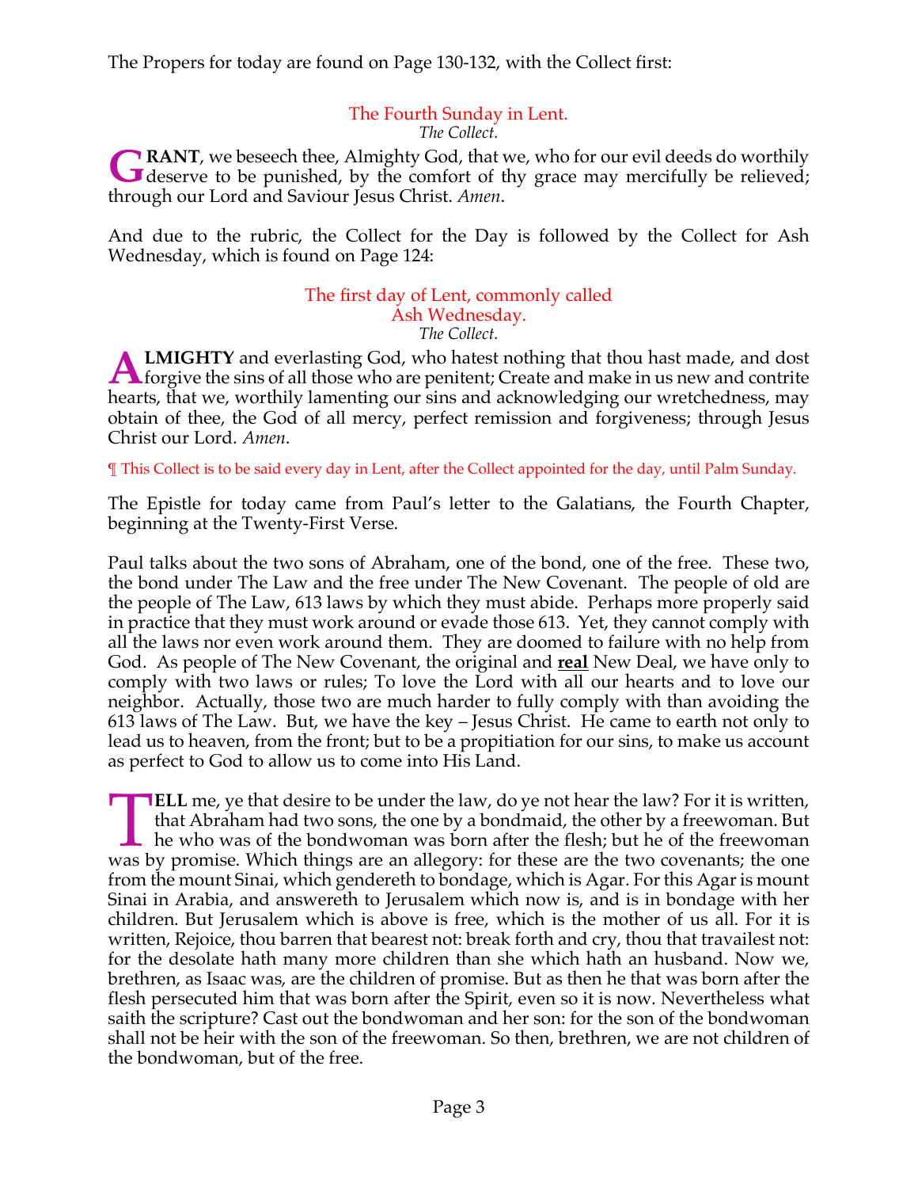The Propers for today are found on Page 130-132, with the Collect first:

### The Fourth Sunday in Lent.

*The Collect.*

**GRANT**, we beseech thee, Almighty God, that we, who for our evil deeds do worthily deserve to be punished, by the comfort of thy grace may mercifully be relieved; through our Lord and Saviour Jesus Christ. *Amen*.

And due to the rubric, the Collect for the Day is followed by the Collect for Ash Wednesday, which is found on Page 124:

### The first day of Lent, commonly called Ash Wednesday.

*The Collect.*

**ALMIGHTY** and everlasting God, who hatest nothing that thou hast made, and dost forgive the sins of all those who are penitent; Create and make in us new and contrite hearts, that we, worthily lamenting our sins and acknowledging our wretchedness, may obtain of thee, the God of all mercy, perfect remission and forgiveness; through Jesus Christ our Lord. *Amen*.

¶ This Collect is to be said every day in Lent, after the Collect appointed for the day, until Palm Sunday.

The Epistle for today came from Paul's letter to the Galatians, the Fourth Chapter, beginning at the Twenty-First Verse.

Paul talks about the two sons of Abraham, one of the bond, one of the free. These two, the bond under The Law and the free under The New Covenant. The people of old are the people of The Law, 613 laws by which they must abide. Perhaps more properly said in practice that they must work around or evade those 613. Yet, they cannot comply with all the laws nor even work around them. They are doomed to failure with no help from God. As people of The New Covenant, the original and **real** New Deal, we have only to comply with two laws or rules; To love the Lord with all our hearts and to love our neighbor. Actually, those two are much harder to fully comply with than avoiding the 613 laws of The Law. But, we have the key – Jesus Christ. He came to earth not only to lead us to heaven, from the front; but to be a propitiation for our sins, to make us account as perfect to God to allow us to come into His Land.

**TELL** me, ye that desire to be under the law, do ye not hear the law? For it is written, that Abraham had two sons, the one by a bondmaid, the other by a freewoman. But he who was of the bondwoman was born after the flesh; but he of the freewoman was by promise. Which things are an allegory: for these are the two covenants; the one from the mount Sinai, which gendereth to bondage, which is Agar. For this Agar is mount Sinai in Arabia, and answereth to Jerusalem which now is, and is in bondage with her children. But Jerusalem which is above is free, which is the mother of us all. For it is written, Rejoice, thou barren that bearest not: break forth and cry, thou that travailest not: for the desolate hath many more children than she which hath an husband. Now we, brethren, as Isaac was, are the children of promise. But as then he that was born after the flesh persecuted him that was born after the Spirit, even so it is now. Nevertheless what saith the scripture? Cast out the bondwoman and her son: for the son of the bondwoman shall not be heir with the son of the freewoman. So then, brethren, we are not children of the bondwoman, but of the free.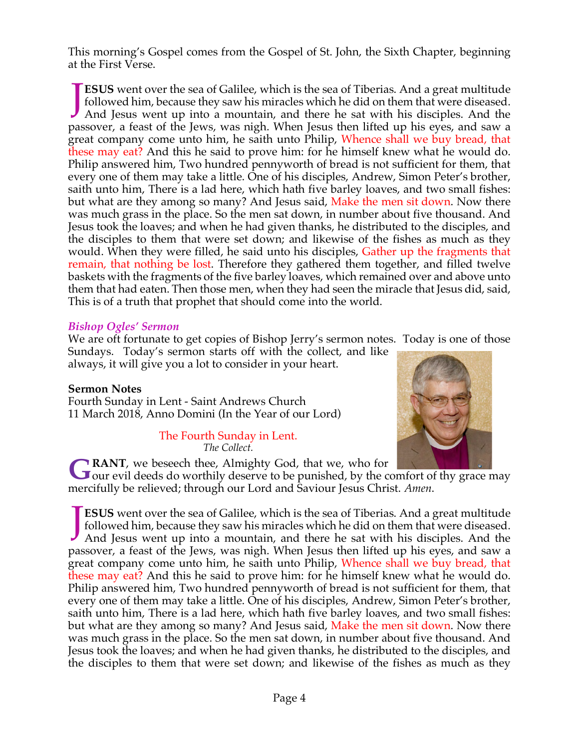This morning's Gospel comes from the Gospel of St. John, the Sixth Chapter, beginning at the First Verse.

**JESUS** went over the sea of Galilee, which is the sea of Tiberias. And a great multitude followed him, because they saw his miracles which he did on them that were diseased. And Jesus went up into a mountain, and there he sat with his disciples. And the passover, a feast of the Jews, was nigh. When Jesus then lifted up his eyes, and saw a great company come unto him, he saith unto Philip, Whence shall we buy bread, that these may eat? And this he said to prove him: for he himself knew what he would do. Philip answered him, Two hundred pennyworth of bread is not sufficient for them, that every one of them may take a little. One of his disciples, Andrew, Simon Peter's brother, saith unto him, There is a lad here, which hath five barley loaves, and two small fishes: but what are they among so many? And Jesus said, Make the men sit down. Now there was much grass in the place. So the men sat down, in number about five thousand. And Jesus took the loaves; and when he had given thanks, he distributed to the disciples, and the disciples to them that were set down; and likewise of the fishes as much as they would. When they were filled, he said unto his disciples, Gather up the fragments that remain, that nothing be lost. Therefore they gathered them together, and filled twelve baskets with the fragments of the five barley loaves, which remained over and above unto them that had eaten. Then those men, when they had seen the miracle that Jesus did, said, This is of a truth that prophet that should come into the world.

### *Bishop Ogles' Sermon*

We are oft fortunate to get copies of Bishop Jerry's sermon notes. Today is one of those Sundays. Today's sermon starts off with the collect, and like always, it will give you a lot to consider in your heart.

**Sermon Notes**
Fourth Sunday in Lent - Saint Andrews Church
11 March 2018, Anno Domini (In the Year of our Lord)

The Fourth Sunday in Lent.
*The Collect.*

**GRANT**, we beseech thee, Almighty God, that we, who for our evil deeds do worthily deserve to be punished, by the comfort of thy grace may mercifully be relieved; through our Lord and Saviour Jesus Christ. *Amen.*

**JESUS** went over the sea of Galilee, which is the sea of Tiberias. And a great multitude followed him, because they saw his miracles which he did on them that were diseased. And Jesus went up into a mountain, and there he sat with his disciples. And the passover, a feast of the Jews, was nigh. When Jesus then lifted up his eyes, and saw a great company come unto him, he saith unto Philip, Whence shall we buy bread, that these may eat? And this he said to prove him: for he himself knew what he would do. Philip answered him, Two hundred pennyworth of bread is not sufficient for them, that every one of them may take a little. One of his disciples, Andrew, Simon Peter's brother, saith unto him, There is a lad here, which hath five barley loaves, and two small fishes: but what are they among so many? And Jesus said, Make the men sit down. Now there was much grass in the place. So the men sat down, in number about five thousand. And Jesus took the loaves; and when he had given thanks, he distributed to the disciples, and the disciples to them that were set down; and likewise of the fishes as much as they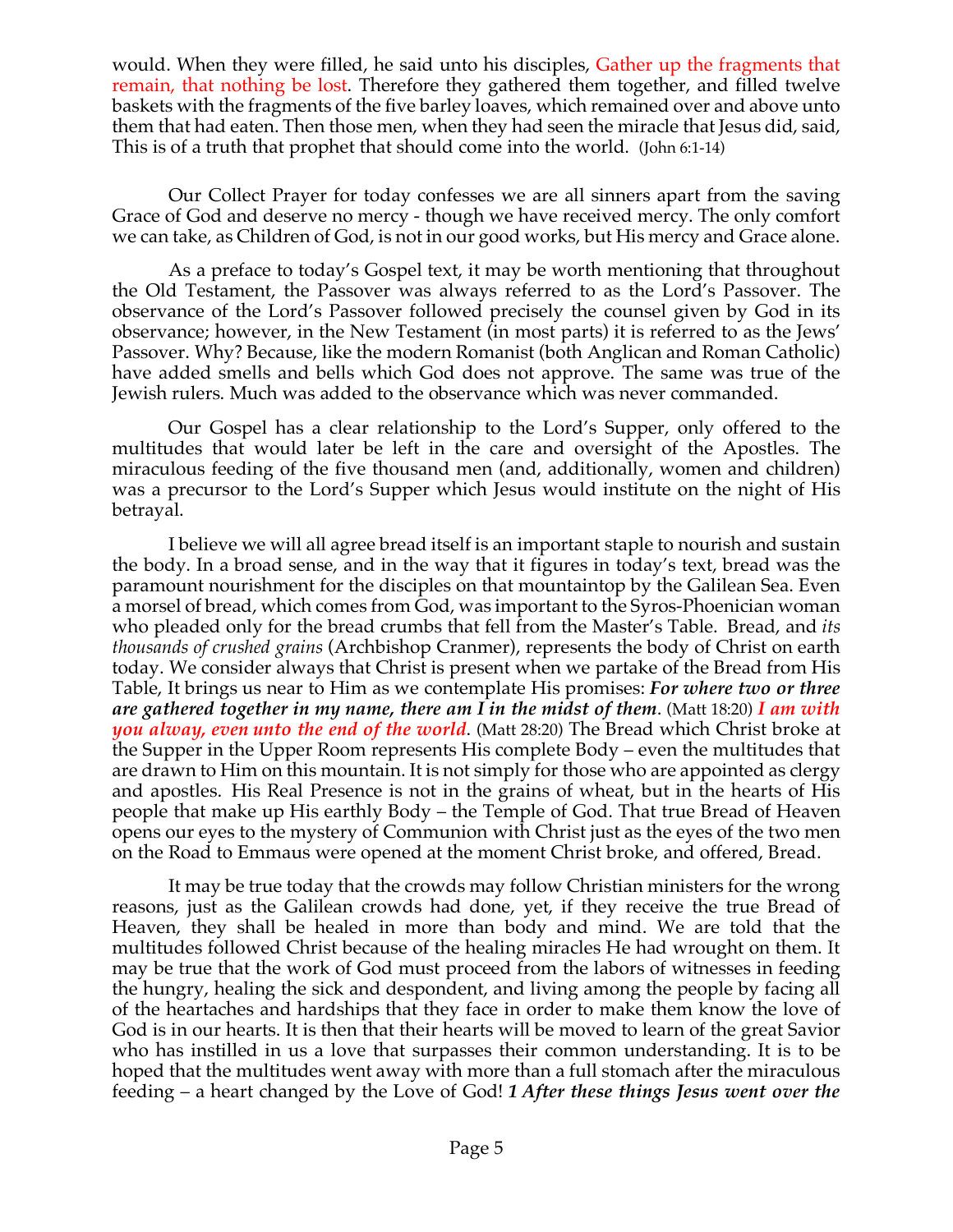would. When they were filled, he said unto his disciples, Gather up the fragments that remain, that nothing be lost. Therefore they gathered them together, and filled twelve baskets with the fragments of the five barley loaves, which remained over and above unto them that had eaten. Then those men, when they had seen the miracle that Jesus did, said, This is of a truth that prophet that should come into the world. (John 6:1-14)

Our Collect Prayer for today confesses we are all sinners apart from the saving Grace of God and deserve no mercy - though we have received mercy. The only comfort we can take, as Children of God, is not in our good works, but His mercy and Grace alone.

As a preface to today's Gospel text, it may be worth mentioning that throughout the Old Testament, the Passover was always referred to as the Lord's Passover. The observance of the Lord's Passover followed precisely the counsel given by God in its observance; however, in the New Testament (in most parts) it is referred to as the Jews' Passover. Why? Because, like the modern Romanist (both Anglican and Roman Catholic) have added smells and bells which God does not approve. The same was true of the Jewish rulers. Much was added to the observance which was never commanded.

Our Gospel has a clear relationship to the Lord's Supper, only offered to the multitudes that would later be left in the care and oversight of the Apostles. The miraculous feeding of the five thousand men (and, additionally, women and children) was a precursor to the Lord's Supper which Jesus would institute on the night of His betrayal.

I believe we will all agree bread itself is an important staple to nourish and sustain the body. In a broad sense, and in the way that it figures in today's text, bread was the paramount nourishment for the disciples on that mountaintop by the Galilean Sea. Even a morsel of bread, which comes from God, was important to the Syros-Phoenician woman who pleaded only for the bread crumbs that fell from the Master's Table. Bread, and *its thousands of crushed grains* (Archbishop Cranmer), represents the body of Christ on earth today. We consider always that Christ is present when we partake of the Bread from His Table, It brings us near to Him as we contemplate His promises: ***For where two or three are gathered together in my name, there am I in the midst of them.*** (Matt 18:20) ***I am with you alway, even unto the end of the world.*** (Matt 28:20) The Bread which Christ broke at the Supper in the Upper Room represents His complete Body – even the multitudes that are drawn to Him on this mountain. It is not simply for those who are appointed as clergy and apostles. His Real Presence is not in the grains of wheat, but in the hearts of His people that make up His earthly Body – the Temple of God. That true Bread of Heaven opens our eyes to the mystery of Communion with Christ just as the eyes of the two men on the Road to Emmaus were opened at the moment Christ broke, and offered, Bread.

It may be true today that the crowds may follow Christian ministers for the wrong reasons, just as the Galilean crowds had done, yet, if they receive the true Bread of Heaven, they shall be healed in more than body and mind. We are told that the multitudes followed Christ because of the healing miracles He had wrought on them. It may be true that the work of God must proceed from the labors of witnesses in feeding the hungry, healing the sick and despondent, and living among the people by facing all of the heartaches and hardships that they face in order to make them know the love of God is in our hearts. It is then that their hearts will be moved to learn of the great Savior who has instilled in us a love that surpasses their common understanding. It is to be hoped that the multitudes went away with more than a full stomach after the miraculous feeding – a heart changed by the Love of God! ***1 After these things Jesus went over the***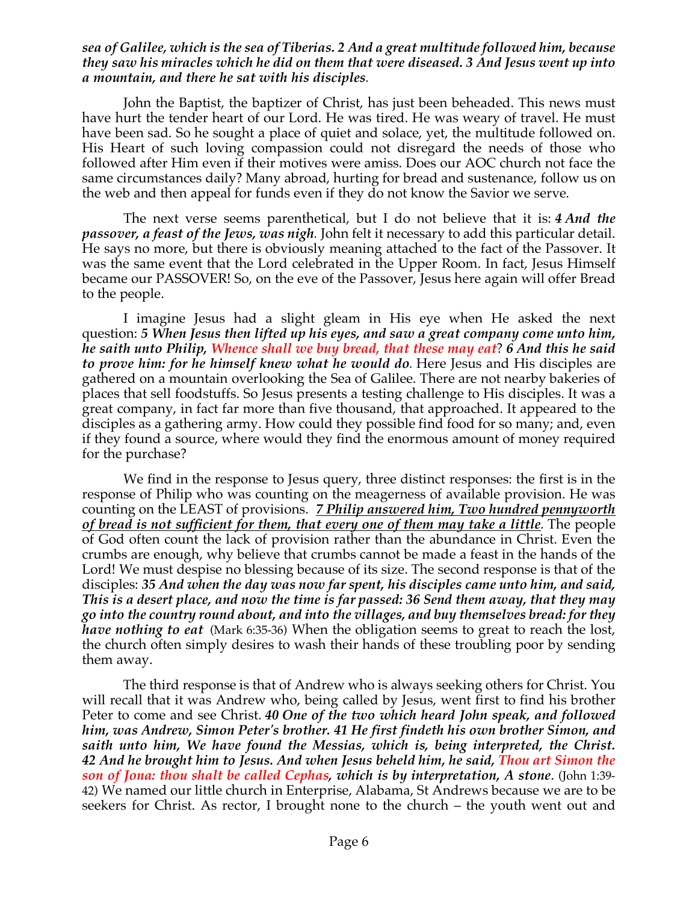***sea of Galilee, which is the sea of Tiberias. 2 And a great multitude followed him, because they saw his miracles which he did on them that were diseased. 3 And Jesus went up into a mountain, and there he sat with his disciples***.

John the Baptist, the baptizer of Christ, has just been beheaded. This news must have hurt the tender heart of our Lord. He was tired. He was weary of travel. He must have been sad. So he sought a place of quiet and solace, yet, the multitude followed on. His Heart of such loving compassion could not disregard the needs of those who followed after Him even if their motives were amiss. Does our AOC church not face the same circumstances daily? Many abroad, hurting for bread and sustenance, follow us on the web and then appeal for funds even if they do not know the Savior we serve.

The next verse seems parenthetical, but I do not believe that it is: ***4 And the passover, a feast of the Jews, was nigh***. John felt it necessary to add this particular detail. He says no more, but there is obviously meaning attached to the fact of the Passover. It was the same event that the Lord celebrated in the Upper Room. In fact, Jesus Himself became our PASSOVER! So, on the eve of the Passover, Jesus here again will offer Bread to the people.

I imagine Jesus had a slight gleam in His eye when He asked the next question: ***5 When Jesus then lifted up his eyes, and saw a great company come unto him, he saith unto Philip, Whence shall we buy bread, that these may eat? 6 And this he said to prove him: for he himself knew what he would do***. Here Jesus and His disciples are gathered on a mountain overlooking the Sea of Galilee. There are not nearby bakeries of places that sell foodstuffs. So Jesus presents a testing challenge to His disciples. It was a great company, in fact far more than five thousand, that approached. It appeared to the disciples as a gathering army. How could they possible find food for so many; and, even if they found a source, where would they find the enormous amount of money required for the purchase?

We find in the response to Jesus query, three distinct responses: the first is in the response of Philip who was counting on the meagerness of available provision. He was counting on the LEAST of provisions. ***<u>7 Philip answered him, Two hundred pennyworth of bread is not sufficient for them, that every one of them may take a little</u>***. The people of God often count the lack of provision rather than the abundance in Christ. Even the crumbs are enough, why believe that crumbs cannot be made a feast in the hands of the Lord! We must despise no blessing because of its size. The second response is that of the disciples: ***35 And when the day was now far spent, his disciples came unto him, and said, This is a desert place, and now the time is far passed: 36 Send them away, that they may go into the country round about, and into the villages, and buy themselves bread: for they have nothing to eat*** (Mark 6:35-36) When the obligation seems to great to reach the lost, the church often simply desires to wash their hands of these troubling poor by sending them away.

The third response is that of Andrew who is always seeking others for Christ. You will recall that it was Andrew who, being called by Jesus, went first to find his brother Peter to come and see Christ. ***40 One of the two which heard John speak, and followed him, was Andrew, Simon Peter's brother. 41 He first findeth his own brother Simon, and saith unto him, We have found the Messias, which is, being interpreted, the Christ. 42 And he brought him to Jesus. And when Jesus beheld him, he said, Thou art Simon the son of Jona: thou shalt be called Cephas, which is by interpretation, A stone***. (John 1:39-42) We named our little church in Enterprise, Alabama, St Andrews because we are to be seekers for Christ. As rector, I brought none to the church – the youth went out and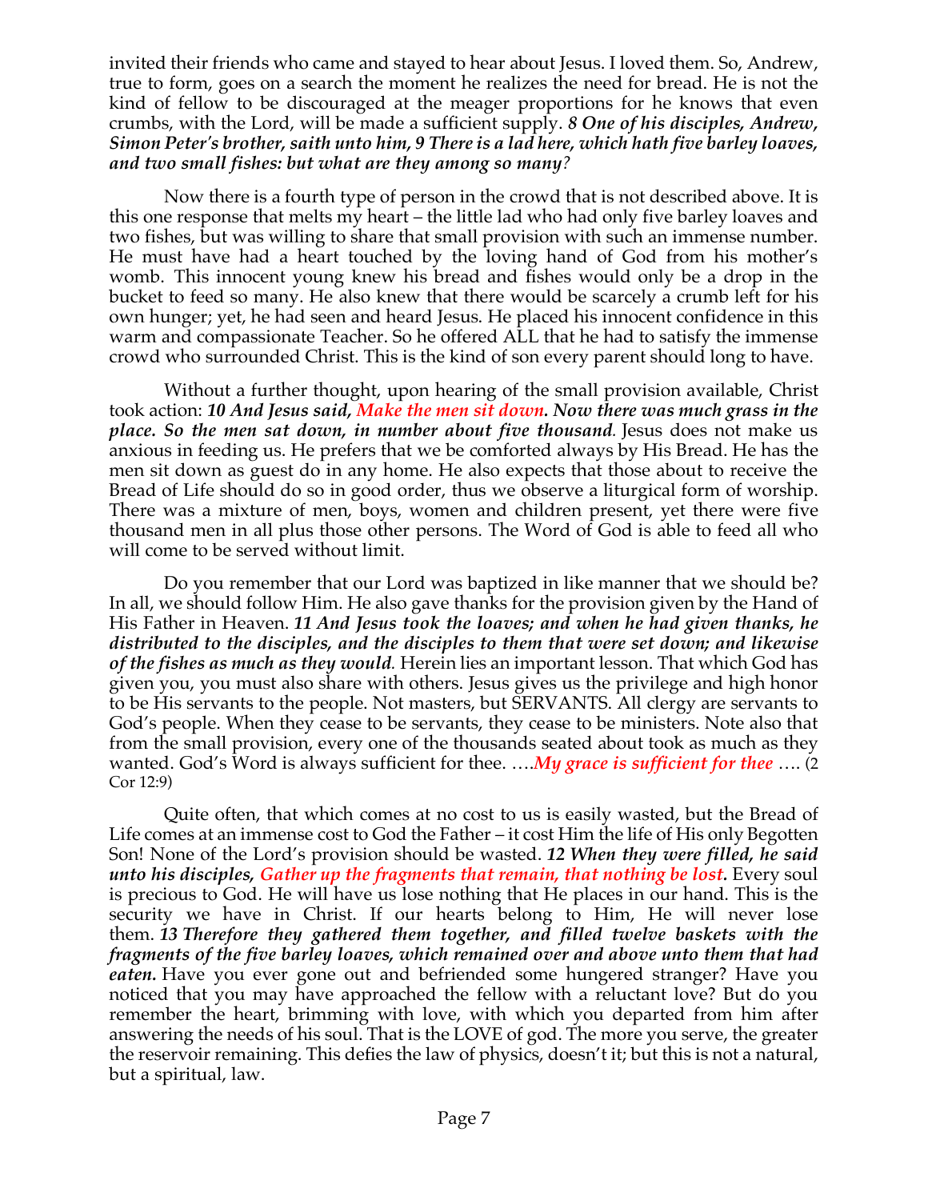invited their friends who came and stayed to hear about Jesus. I loved them. So, Andrew, true to form, goes on a search the moment he realizes the need for bread. He is not the kind of fellow to be discouraged at the meager proportions for he knows that even crumbs, with the Lord, will be made a sufficient supply. ***8 One of his disciples, Andrew, Simon Peter's brother, saith unto him, 9 There is a lad here, which hath five barley loaves, and two small fishes: but what are they among so many?***

Now there is a fourth type of person in the crowd that is not described above. It is this one response that melts my heart – the little lad who had only five barley loaves and two fishes, but was willing to share that small provision with such an immense number. He must have had a heart touched by the loving hand of God from his mother's womb. This innocent young knew his bread and fishes would only be a drop in the bucket to feed so many. He also knew that there would be scarcely a crumb left for his own hunger; yet, he had seen and heard Jesus. He placed his innocent confidence in this warm and compassionate Teacher. So he offered ALL that he had to satisfy the immense crowd who surrounded Christ. This is the kind of son every parent should long to have.

Without a further thought, upon hearing of the small provision available, Christ took action: ***10 And Jesus said, Make the men sit down. Now there was much grass in the place. So the men sat down, in number about five thousand.*** Jesus does not make us anxious in feeding us. He prefers that we be comforted always by His Bread. He has the men sit down as guest do in any home. He also expects that those about to receive the Bread of Life should do so in good order, thus we observe a liturgical form of worship. There was a mixture of men, boys, women and children present, yet there were five thousand men in all plus those other persons. The Word of God is able to feed all who will come to be served without limit.

Do you remember that our Lord was baptized in like manner that we should be? In all, we should follow Him. He also gave thanks for the provision given by the Hand of His Father in Heaven. ***11 And Jesus took the loaves; and when he had given thanks, he distributed to the disciples, and the disciples to them that were set down; and likewise of the fishes as much as they would.*** Herein lies an important lesson. That which God has given you, you must also share with others. Jesus gives us the privilege and high honor to be His servants to the people. Not masters, but SERVANTS. All clergy are servants to God's people. When they cease to be servants, they cease to be ministers. Note also that from the small provision, every one of the thousands seated about took as much as they wanted. God's Word is always sufficient for thee. ….***My grace is sufficient for thee*** …. (2 Cor 12:9)

Quite often, that which comes at no cost to us is easily wasted, but the Bread of Life comes at an immense cost to God the Father – it cost Him the life of His only Begotten Son! None of the Lord's provision should be wasted. ***12 When they were filled, he said unto his disciples, Gather up the fragments that remain, that nothing be lost.*** Every soul is precious to God. He will have us lose nothing that He places in our hand. This is the security we have in Christ. If our hearts belong to Him, He will never lose them. ***13 Therefore they gathered them together, and filled twelve baskets with the fragments of the five barley loaves, which remained over and above unto them that had eaten.*** Have you ever gone out and befriended some hungered stranger? Have you noticed that you may have approached the fellow with a reluctant love? But do you remember the heart, brimming with love, with which you departed from him after answering the needs of his soul. That is the LOVE of god. The more you serve, the greater the reservoir remaining. This defies the law of physics, doesn't it; but this is not a natural, but a spiritual, law.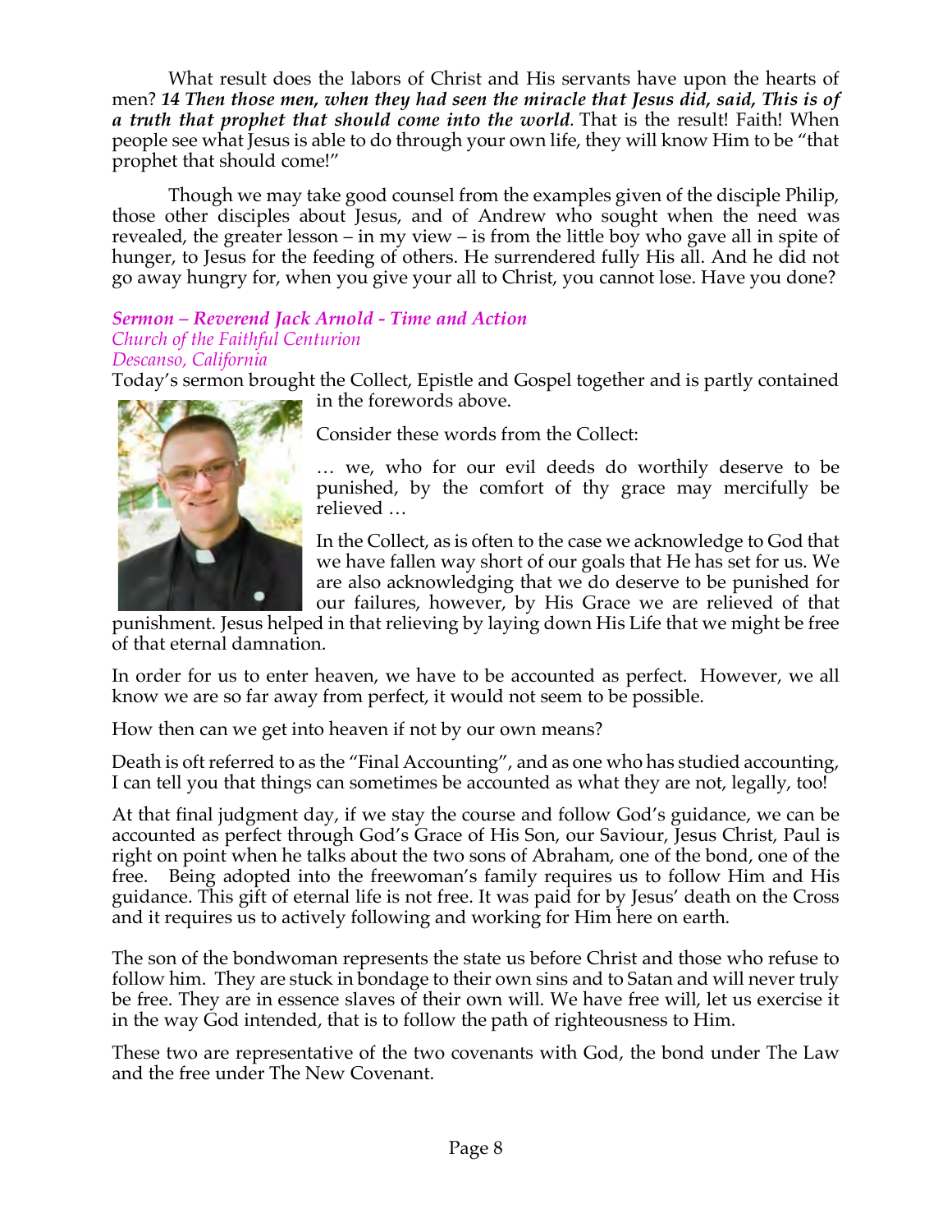What result does the labors of Christ and His servants have upon the hearts of men? ***14 Then those men, when they had seen the miracle that Jesus did, said, This is of a truth that prophet that should come into the world***. That is the result! Faith! When people see what Jesus is able to do through your own life, they will know Him to be "that prophet that should come!"

Though we may take good counsel from the examples given of the disciple Philip, those other disciples about Jesus, and of Andrew who sought when the need was revealed, the greater lesson – in my view – is from the little boy who gave all in spite of hunger, to Jesus for the feeding of others. He surrendered fully His all. And he did not go away hungry for, when you give your all to Christ, you cannot lose. Have you done?

***Sermon – Reverend Jack Arnold - Time and Action***
*Church of the Faithful Centurion*
*Descanso, California*

Today's sermon brought the Collect, Epistle and Gospel together and is partly contained in the forewords above.

Consider these words from the Collect:

… we, who for our evil deeds do worthily deserve to be punished, by the comfort of thy grace may mercifully be relieved …

In the Collect, as is often to the case we acknowledge to God that we have fallen way short of our goals that He has set for us. We are also acknowledging that we do deserve to be punished for our failures, however, by His Grace we are relieved of that punishment. Jesus helped in that relieving by laying down His Life that we might be free of that eternal damnation.

In order for us to enter heaven, we have to be accounted as perfect. However, we all know we are so far away from perfect, it would not seem to be possible.

How then can we get into heaven if not by our own means?

Death is oft referred to as the "Final Accounting", and as one who has studied accounting, I can tell you that things can sometimes be accounted as what they are not, legally, too!

At that final judgment day, if we stay the course and follow God's guidance, we can be accounted as perfect through God's Grace of His Son, our Saviour, Jesus Christ, Paul is right on point when he talks about the two sons of Abraham, one of the bond, one of the free. Being adopted into the freewoman's family requires us to follow Him and His guidance. This gift of eternal life is not free. It was paid for by Jesus' death on the Cross and it requires us to actively following and working for Him here on earth.

The son of the bondwoman represents the state us before Christ and those who refuse to follow him. They are stuck in bondage to their own sins and to Satan and will never truly be free. They are in essence slaves of their own will. We have free will, let us exercise it in the way God intended, that is to follow the path of righteousness to Him.

These two are representative of the two covenants with God, the bond under The Law and the free under The New Covenant.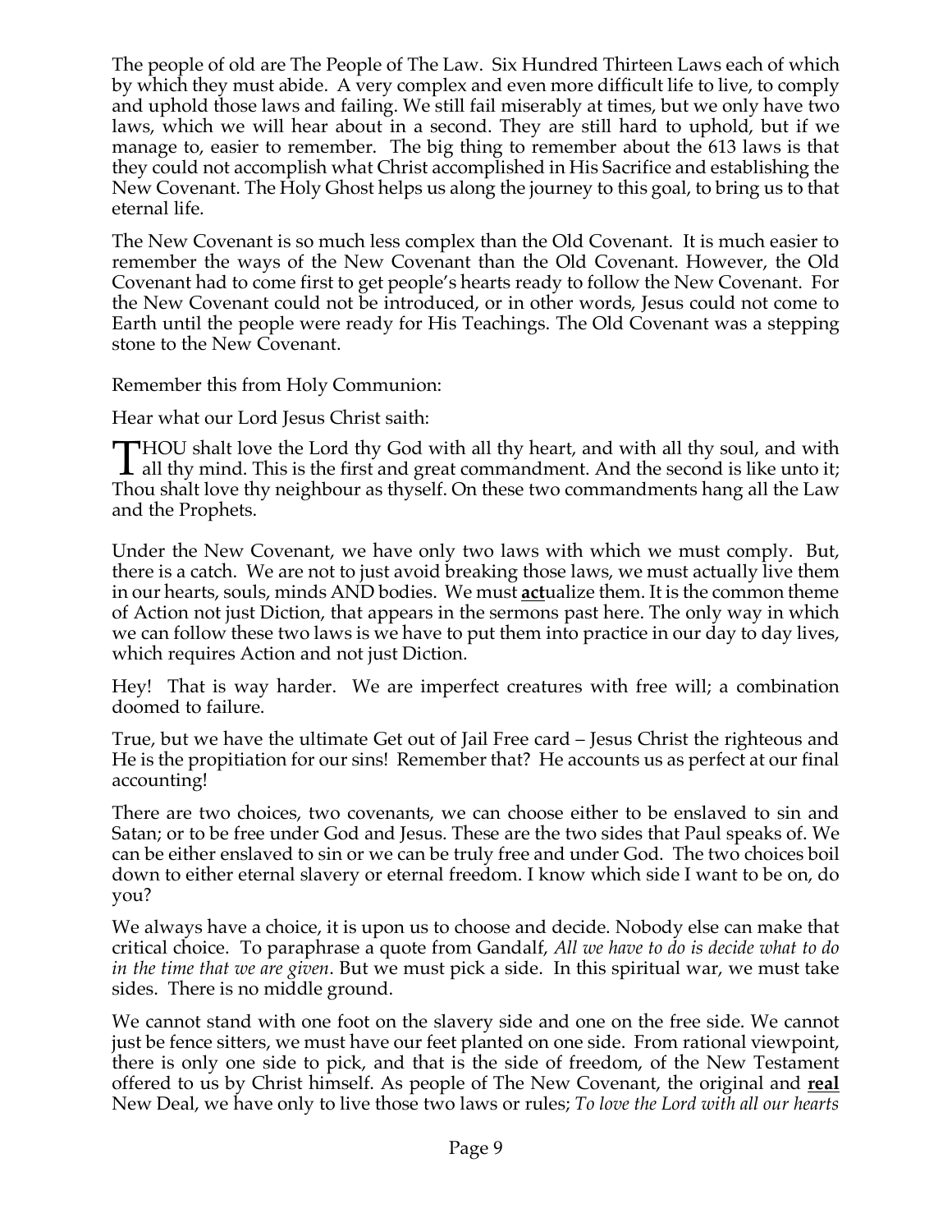The people of old are The People of The Law. Six Hundred Thirteen Laws each of which by which they must abide. A very complex and even more difficult life to live, to comply and uphold those laws and failing. We still fail miserably at times, but we only have two laws, which we will hear about in a second. They are still hard to uphold, but if we manage to, easier to remember. The big thing to remember about the 613 laws is that they could not accomplish what Christ accomplished in His Sacrifice and establishing the New Covenant. The Holy Ghost helps us along the journey to this goal, to bring us to that eternal life.

The New Covenant is so much less complex than the Old Covenant. It is much easier to remember the ways of the New Covenant than the Old Covenant. However, the Old Covenant had to come first to get people's hearts ready to follow the New Covenant. For the New Covenant could not be introduced, or in other words, Jesus could not come to Earth until the people were ready for His Teachings. The Old Covenant was a stepping stone to the New Covenant.

Remember this from Holy Communion:

Hear what our Lord Jesus Christ saith:

THOU shalt love the Lord thy God with all thy heart, and with all thy soul, and with all thy mind. This is the first and great commandment. And the second is like unto it; Thou shalt love thy neighbour as thyself. On these two commandments hang all the Law and the Prophets.

Under the New Covenant, we have only two laws with which we must comply. But, there is a catch. We are not to just avoid breaking those laws, we must actually live them in our hearts, souls, minds AND bodies. We must **act**ualize them. It is the common theme of Action not just Diction, that appears in the sermons past here. The only way in which we can follow these two laws is we have to put them into practice in our day to day lives, which requires Action and not just Diction.

Hey! That is way harder. We are imperfect creatures with free will; a combination doomed to failure.

True, but we have the ultimate Get out of Jail Free card – Jesus Christ the righteous and He is the propitiation for our sins! Remember that? He accounts us as perfect at our final accounting!

There are two choices, two covenants, we can choose either to be enslaved to sin and Satan; or to be free under God and Jesus. These are the two sides that Paul speaks of. We can be either enslaved to sin or we can be truly free and under God. The two choices boil down to either eternal slavery or eternal freedom. I know which side I want to be on, do you?

We always have a choice, it is upon us to choose and decide. Nobody else can make that critical choice. To paraphrase a quote from Gandalf, *All we have to do is decide what to do in the time that we are given*. But we must pick a side. In this spiritual war, we must take sides. There is no middle ground.

We cannot stand with one foot on the slavery side and one on the free side. We cannot just be fence sitters, we must have our feet planted on one side. From rational viewpoint, there is only one side to pick, and that is the side of freedom, of the New Testament offered to us by Christ himself. As people of The New Covenant, the original and **real** New Deal, we have only to live those two laws or rules; *To love the Lord with all our hearts*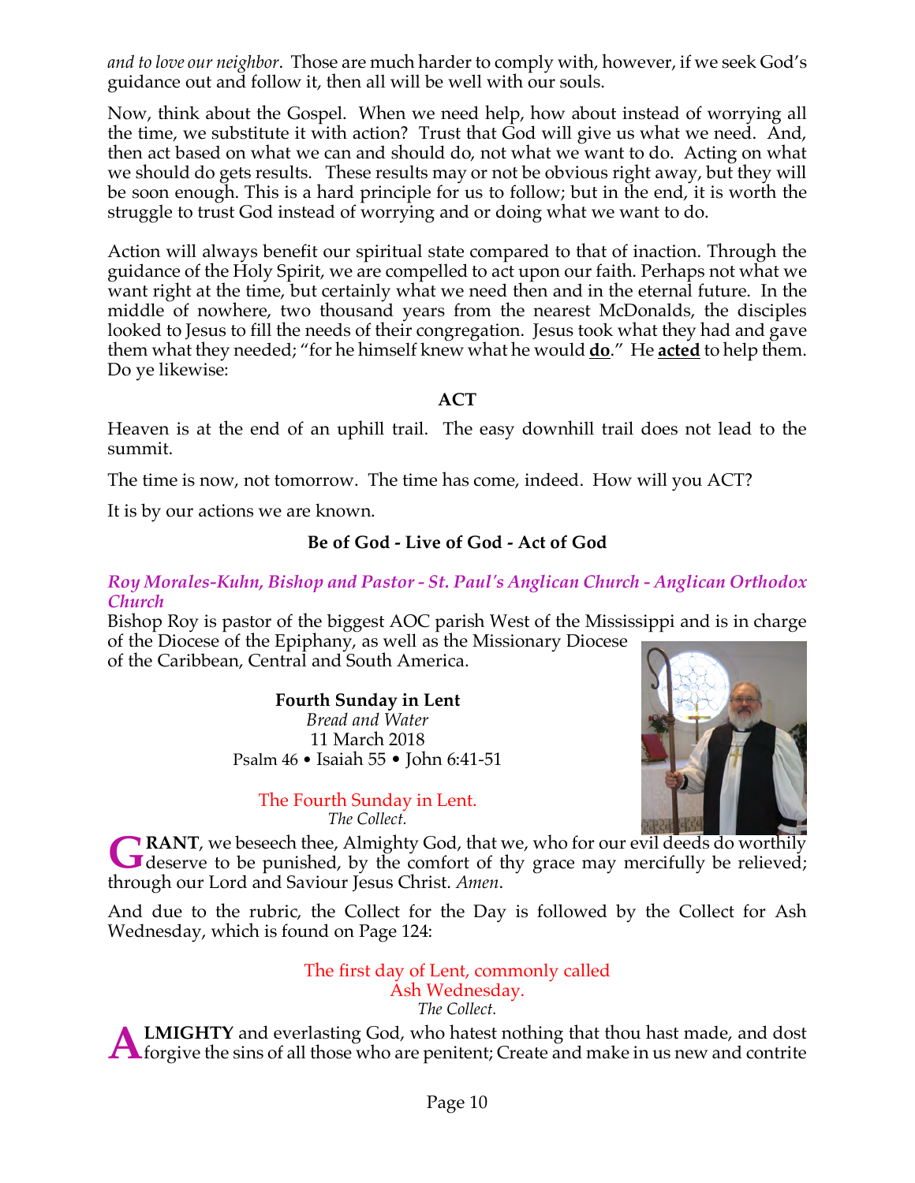*and to love our neighbor*. Those are much harder to comply with, however, if we seek God's guidance out and follow it, then all will be well with our souls.

Now, think about the Gospel. When we need help, how about instead of worrying all the time, we substitute it with action? Trust that God will give us what we need. And, then act based on what we can and should do, not what we want to do. Acting on what we should do gets results. These results may or not be obvious right away, but they will be soon enough. This is a hard principle for us to follow; but in the end, it is worth the struggle to trust God instead of worrying and or doing what we want to do.

Action will always benefit our spiritual state compared to that of inaction. Through the guidance of the Holy Spirit, we are compelled to act upon our faith. Perhaps not what we want right at the time, but certainly what we need then and in the eternal future. In the middle of nowhere, two thousand years from the nearest McDonalds, the disciples looked to Jesus to fill the needs of their congregation. Jesus took what they had and gave them what they needed; "for he himself knew what he would **do**." He **acted** to help them. Do ye likewise:

**ACT**

Heaven is at the end of an uphill trail. The easy downhill trail does not lead to the summit.

The time is now, not tomorrow. The time has come, indeed. How will you ACT?

It is by our actions we are known.

**Be of God - Live of God - Act of God**

***Roy Morales-Kuhn, Bishop and Pastor - St. Paul's Anglican Church - Anglican Orthodox Church***

Bishop Roy is pastor of the biggest AOC parish West of the Mississippi and is in charge of the Diocese of the Epiphany, as well as the Missionary Diocese of the Caribbean, Central and South America.

**Fourth Sunday in Lent**
*Bread and Water*
11 March 2018
Psalm 46 • Isaiah 55 • John 6:41-51

The Fourth Sunday in Lent.
*The Collect.*

**GRANT**, we beseech thee, Almighty God, that we, who for our evil deeds do worthily deserve to be punished, by the comfort of thy grace may mercifully be relieved; through our Lord and Saviour Jesus Christ. *Amen*.

And due to the rubric, the Collect for the Day is followed by the Collect for Ash Wednesday, which is found on Page 124:

The first day of Lent, commonly called
Ash Wednesday.
*The Collect.*

**ALMIGHTY** and everlasting God, who hatest nothing that thou hast made, and dost forgive the sins of all those who are penitent; Create and make in us new and contrite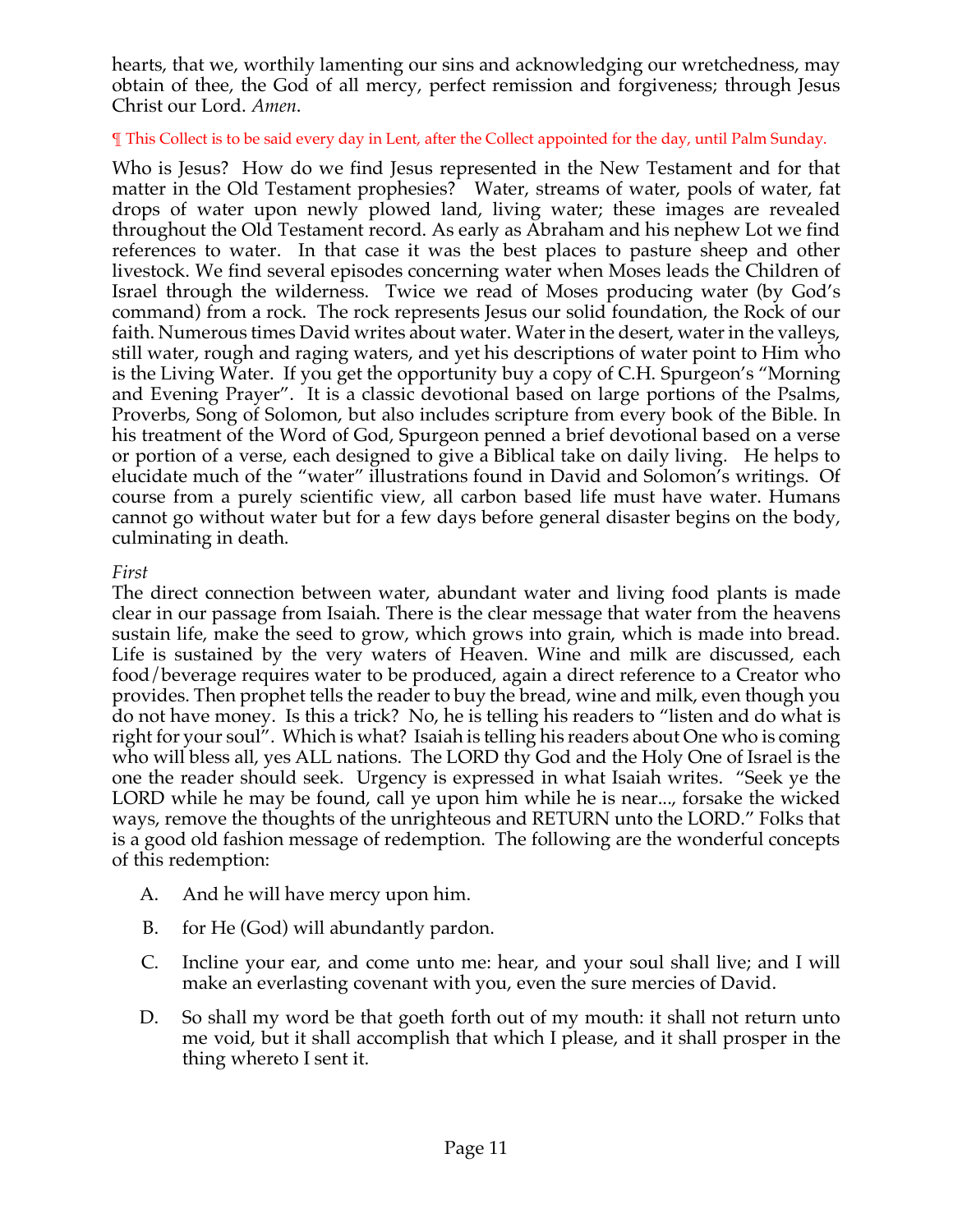hearts, that we, worthily lamenting our sins and acknowledging our wretchedness, may obtain of thee, the God of all mercy, perfect remission and forgiveness; through Jesus Christ our Lord. *Amen*.

¶ This Collect is to be said every day in Lent, after the Collect appointed for the day, until Palm Sunday.

Who is Jesus? How do we find Jesus represented in the New Testament and for that matter in the Old Testament prophesies? Water, streams of water, pools of water, fat drops of water upon newly plowed land, living water; these images are revealed throughout the Old Testament record. As early as Abraham and his nephew Lot we find references to water. In that case it was the best places to pasture sheep and other livestock. We find several episodes concerning water when Moses leads the Children of Israel through the wilderness. Twice we read of Moses producing water (by God's command) from a rock. The rock represents Jesus our solid foundation, the Rock of our faith. Numerous times David writes about water. Water in the desert, water in the valleys, still water, rough and raging waters, and yet his descriptions of water point to Him who is the Living Water. If you get the opportunity buy a copy of C.H. Spurgeon's "Morning and Evening Prayer". It is a classic devotional based on large portions of the Psalms, Proverbs, Song of Solomon, but also includes scripture from every book of the Bible. In his treatment of the Word of God, Spurgeon penned a brief devotional based on a verse or portion of a verse, each designed to give a Biblical take on daily living. He helps to elucidate much of the "water" illustrations found in David and Solomon's writings. Of course from a purely scientific view, all carbon based life must have water. Humans cannot go without water but for a few days before general disaster begins on the body, culminating in death.

*First*

The direct connection between water, abundant water and living food plants is made clear in our passage from Isaiah. There is the clear message that water from the heavens sustain life, make the seed to grow, which grows into grain, which is made into bread. Life is sustained by the very waters of Heaven. Wine and milk are discussed, each food/beverage requires water to be produced, again a direct reference to a Creator who provides. Then prophet tells the reader to buy the bread, wine and milk, even though you do not have money. Is this a trick? No, he is telling his readers to "listen and do what is right for your soul". Which is what? Isaiah is telling his readers about One who is coming who will bless all, yes ALL nations. The LORD thy God and the Holy One of Israel is the one the reader should seek. Urgency is expressed in what Isaiah writes. "Seek ye the LORD while he may be found, call ye upon him while he is near..., forsake the wicked ways, remove the thoughts of the unrighteous and RETURN unto the LORD." Folks that is a good old fashion message of redemption. The following are the wonderful concepts of this redemption:

A. And he will have mercy upon him.

B. for He (God) will abundantly pardon.

C. Incline your ear, and come unto me: hear, and your soul shall live; and I will make an everlasting covenant with you, even the sure mercies of David.

D. So shall my word be that goeth forth out of my mouth: it shall not return unto me void, but it shall accomplish that which I please, and it shall prosper in the thing whereto I sent it.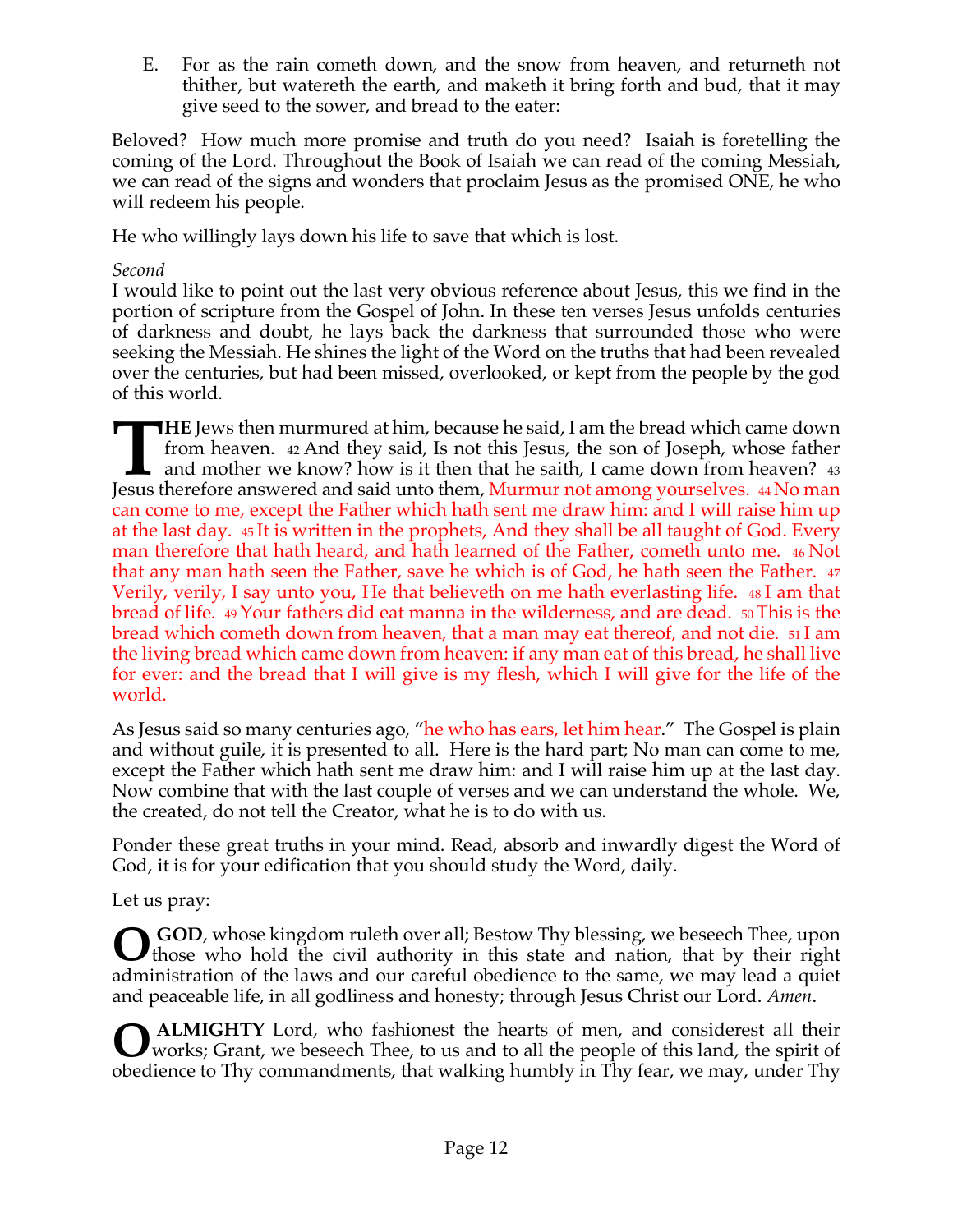E. For as the rain cometh down, and the snow from heaven, and returneth not thither, but watereth the earth, and maketh it bring forth and bud, that it may give seed to the sower, and bread to the eater:

Beloved? How much more promise and truth do you need? Isaiah is foretelling the coming of the Lord. Throughout the Book of Isaiah we can read of the coming Messiah, we can read of the signs and wonders that proclaim Jesus as the promised ONE, he who will redeem his people.

He who willingly lays down his life to save that which is lost.

*Second*
I would like to point out the last very obvious reference about Jesus, this we find in the portion of scripture from the Gospel of John. In these ten verses Jesus unfolds centuries of darkness and doubt, he lays back the darkness that surrounded those who were seeking the Messiah. He shines the light of the Word on the truths that had been revealed over the centuries, but had been missed, overlooked, or kept from the people by the god of this world.

**THE** Jews then murmured at him, because he said, I am the bread which came down from heaven. 42 And they said, Is not this Jesus, the son of Joseph, whose father and mother we know? how is it then that he saith, I came down from heaven? 43 Jesus therefore answered and said unto them, Murmur not among yourselves. 44 No man can come to me, except the Father which hath sent me draw him: and I will raise him up at the last day. 45 It is written in the prophets, And they shall be all taught of God. Every man therefore that hath heard, and hath learned of the Father, cometh unto me. 46 Not that any man hath seen the Father, save he which is of God, he hath seen the Father. 47 Verily, verily, I say unto you, He that believeth on me hath everlasting life. 48 I am that bread of life. 49 Your fathers did eat manna in the wilderness, and are dead. 50 This is the bread which cometh down from heaven, that a man may eat thereof, and not die. 51 I am the living bread which came down from heaven: if any man eat of this bread, he shall live for ever: and the bread that I will give is my flesh, which I will give for the life of the world.

As Jesus said so many centuries ago, "he who has ears, let him hear." The Gospel is plain and without guile, it is presented to all. Here is the hard part; No man can come to me, except the Father which hath sent me draw him: and I will raise him up at the last day. Now combine that with the last couple of verses and we can understand the whole. We, the created, do not tell the Creator, what he is to do with us.

Ponder these great truths in your mind. Read, absorb and inwardly digest the Word of God, it is for your edification that you should study the Word, daily.

Let us pray:

**O GOD**, whose kingdom ruleth over all; Bestow Thy blessing, we beseech Thee, upon those who hold the civil authority in this state and nation, that by their right administration of the laws and our careful obedience to the same, we may lead a quiet and peaceable life, in all godliness and honesty; through Jesus Christ our Lord. *Amen*.

**O ALMIGHTY** Lord, who fashionest the hearts of men, and considerest all their works; Grant, we beseech Thee, to us and to all the people of this land, the spirit of obedience to Thy commandments, that walking humbly in Thy fear, we may, under Thy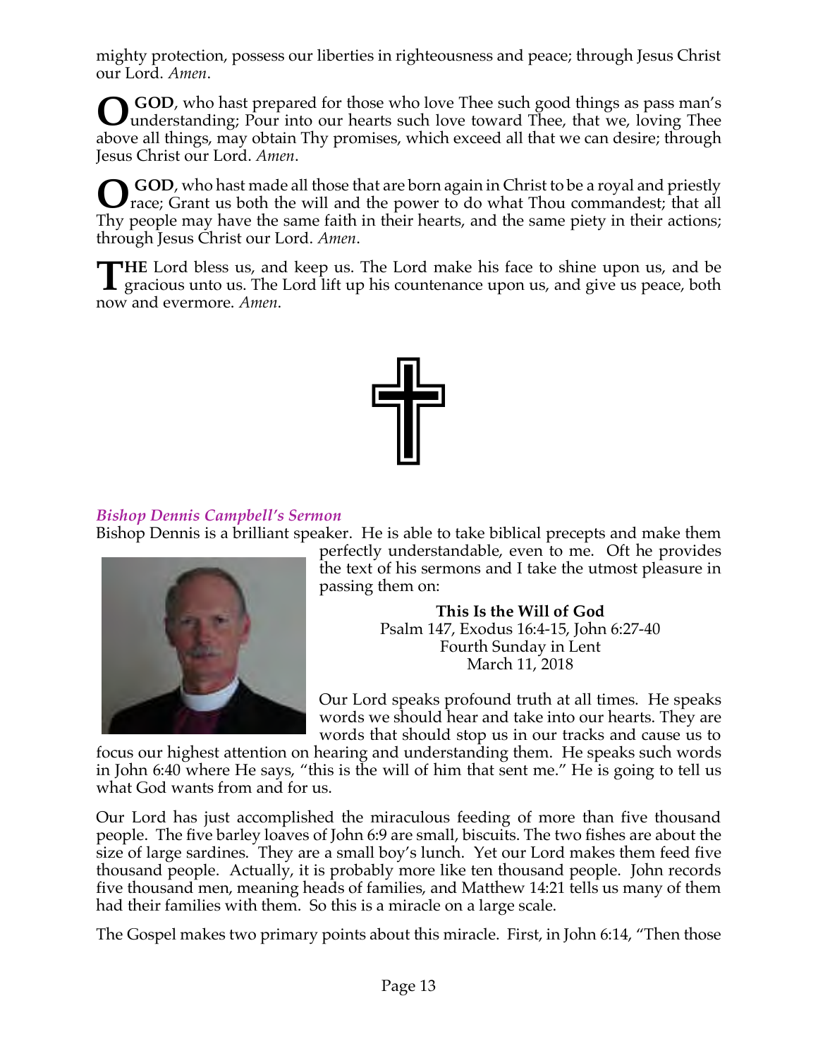mighty protection, possess our liberties in righteousness and peace; through Jesus Christ our Lord. *Amen*.

**O GOD**, who hast prepared for those who love Thee such good things as pass man's understanding; Pour into our hearts such love toward Thee, that we, loving Thee above all things, may obtain Thy promises, which exceed all that we can desire; through Jesus Christ our Lord. *Amen*.

**O GOD**, who hast made all those that are born again in Christ to be a royal and priestly race; Grant us both the will and the power to do what Thou commandest; that all Thy people may have the same faith in their hearts, and the same piety in their actions; through Jesus Christ our Lord. *Amen*.

**THE** Lord bless us, and keep us. The Lord make his face to shine upon us, and be gracious unto us. The Lord lift up his countenance upon us, and give us peace, both now and evermore. *Amen*.

### *Bishop Dennis Campbell's Sermon*

Bishop Dennis is a brilliant speaker. He is able to take biblical precepts and make them perfectly understandable, even to me. Oft he provides the text of his sermons and I take the utmost pleasure in passing them on:

**This Is the Will of God**
Psalm 147, Exodus 16:4-15, John 6:27-40
Fourth Sunday in Lent
March 11, 2018

Our Lord speaks profound truth at all times. He speaks words we should hear and take into our hearts. They are words that should stop us in our tracks and cause us to focus our highest attention on hearing and understanding them. He speaks such words in John 6:40 where He says, "this is the will of him that sent me." He is going to tell us what God wants from and for us.

Our Lord has just accomplished the miraculous feeding of more than five thousand people. The five barley loaves of John 6:9 are small, biscuits. The two fishes are about the size of large sardines. They are a small boy's lunch. Yet our Lord makes them feed five thousand people. Actually, it is probably more like ten thousand people. John records five thousand men, meaning heads of families, and Matthew 14:21 tells us many of them had their families with them. So this is a miracle on a large scale.

The Gospel makes two primary points about this miracle. First, in John 6:14, "Then those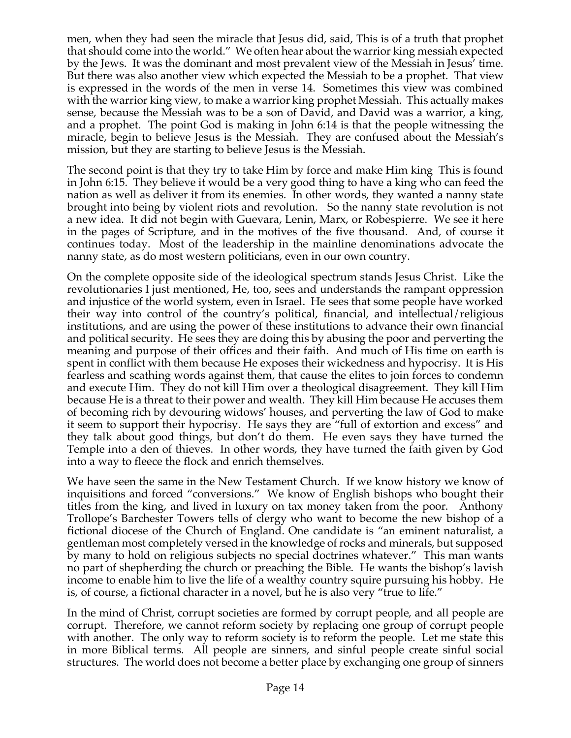men, when they had seen the miracle that Jesus did, said, This is of a truth that prophet that should come into the world." We often hear about the warrior king messiah expected by the Jews. It was the dominant and most prevalent view of the Messiah in Jesus' time. But there was also another view which expected the Messiah to be a prophet. That view is expressed in the words of the men in verse 14. Sometimes this view was combined with the warrior king view, to make a warrior king prophet Messiah. This actually makes sense, because the Messiah was to be a son of David, and David was a warrior, a king, and a prophet. The point God is making in John 6:14 is that the people witnessing the miracle, begin to believe Jesus is the Messiah. They are confused about the Messiah's mission, but they are starting to believe Jesus is the Messiah.

The second point is that they try to take Him by force and make Him king This is found in John 6:15. They believe it would be a very good thing to have a king who can feed the nation as well as deliver it from its enemies. In other words, they wanted a nanny state brought into being by violent riots and revolution. So the nanny state revolution is not a new idea. It did not begin with Guevara, Lenin, Marx, or Robespierre. We see it here in the pages of Scripture, and in the motives of the five thousand. And, of course it continues today. Most of the leadership in the mainline denominations advocate the nanny state, as do most western politicians, even in our own country.

On the complete opposite side of the ideological spectrum stands Jesus Christ. Like the revolutionaries I just mentioned, He, too, sees and understands the rampant oppression and injustice of the world system, even in Israel. He sees that some people have worked their way into control of the country's political, financial, and intellectual/religious institutions, and are using the power of these institutions to advance their own financial and political security. He sees they are doing this by abusing the poor and perverting the meaning and purpose of their offices and their faith. And much of His time on earth is spent in conflict with them because He exposes their wickedness and hypocrisy. It is His fearless and scathing words against them, that cause the elites to join forces to condemn and execute Him. They do not kill Him over a theological disagreement. They kill Him because He is a threat to their power and wealth. They kill Him because He accuses them of becoming rich by devouring widows' houses, and perverting the law of God to make it seem to support their hypocrisy. He says they are "full of extortion and excess" and they talk about good things, but don't do them. He even says they have turned the Temple into a den of thieves. In other words, they have turned the faith given by God into a way to fleece the flock and enrich themselves.

We have seen the same in the New Testament Church. If we know history we know of inquisitions and forced "conversions." We know of English bishops who bought their titles from the king, and lived in luxury on tax money taken from the poor. Anthony Trollope's Barchester Towers tells of clergy who want to become the new bishop of a fictional diocese of the Church of England. One candidate is "an eminent naturalist, a gentleman most completely versed in the knowledge of rocks and minerals, but supposed by many to hold on religious subjects no special doctrines whatever." This man wants no part of shepherding the church or preaching the Bible. He wants the bishop's lavish income to enable him to live the life of a wealthy country squire pursuing his hobby. He is, of course, a fictional character in a novel, but he is also very "true to life."

In the mind of Christ, corrupt societies are formed by corrupt people, and all people are corrupt. Therefore, we cannot reform society by replacing one group of corrupt people with another. The only way to reform society is to reform the people. Let me state this in more Biblical terms. All people are sinners, and sinful people create sinful social structures. The world does not become a better place by exchanging one group of sinners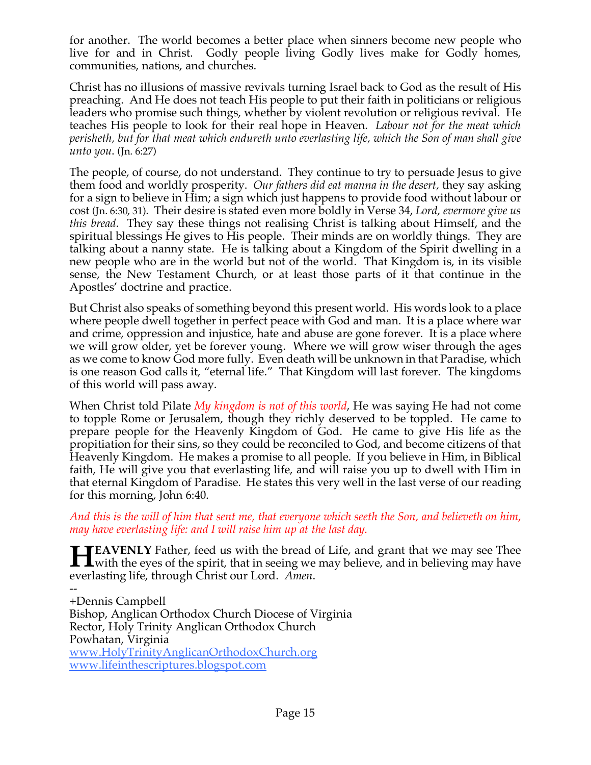for another. The world becomes a better place when sinners become new people who live for and in Christ. Godly people living Godly lives make for Godly homes, communities, nations, and churches.

Christ has no illusions of massive revivals turning Israel back to God as the result of His preaching. And He does not teach His people to put their faith in politicians or religious leaders who promise such things, whether by violent revolution or religious revival. He teaches His people to look for their real hope in Heaven. *Labour not for the meat which perisheth, but for that meat which endureth unto everlasting life, which the Son of man shall give unto you*. (Jn. 6:27)

The people, of course, do not understand. They continue to try to persuade Jesus to give them food and worldly prosperity. *Our fathers did eat manna in the desert,* they say asking for a sign to believe in Him; a sign which just happens to provide food without labour or cost (Jn. 6:30, 31). Their desire is stated even more boldly in Verse 34, *Lord, evermore give us this bread*. They say these things not realising Christ is talking about Himself, and the spiritual blessings He gives to His people. Their minds are on worldly things. They are talking about a nanny state. He is talking about a Kingdom of the Spirit dwelling in a new people who are in the world but not of the world. That Kingdom is, in its visible sense, the New Testament Church, or at least those parts of it that continue in the Apostles' doctrine and practice.

But Christ also speaks of something beyond this present world. His words look to a place where people dwell together in perfect peace with God and man. It is a place where war and crime, oppression and injustice, hate and abuse are gone forever. It is a place where we will grow older, yet be forever young. Where we will grow wiser through the ages as we come to know God more fully. Even death will be unknown in that Paradise, which is one reason God calls it, "eternal life." That Kingdom will last forever. The kingdoms of this world will pass away.

When Christ told Pilate *My kingdom is not of this world*, He was saying He had not come to topple Rome or Jerusalem, though they richly deserved to be toppled. He came to prepare people for the Heavenly Kingdom of God. He came to give His life as the propitiation for their sins, so they could be reconciled to God, and become citizens of that Heavenly Kingdom. He makes a promise to all people. If you believe in Him, in Biblical faith, He will give you that everlasting life, and will raise you up to dwell with Him in that eternal Kingdom of Paradise. He states this very well in the last verse of our reading for this morning, John 6:40.

*And this is the will of him that sent me, that everyone which seeth the Son, and believeth on him, may have everlasting life: and I will raise him up at the last day.*

**HEAVENLY** Father, feed us with the bread of Life, and grant that we may see Thee with the eyes of the spirit, that in seeing we may believe, and in believing may have everlasting life, through Christ our Lord. *Amen*.

--
+Dennis Campbell
Bishop, Anglican Orthodox Church Diocese of Virginia
Rector, Holy Trinity Anglican Orthodox Church
Powhatan, Virginia
www.HolyTrinityAnglicanOrthodoxChurch.org
www.lifeinthescriptures.blogspot.com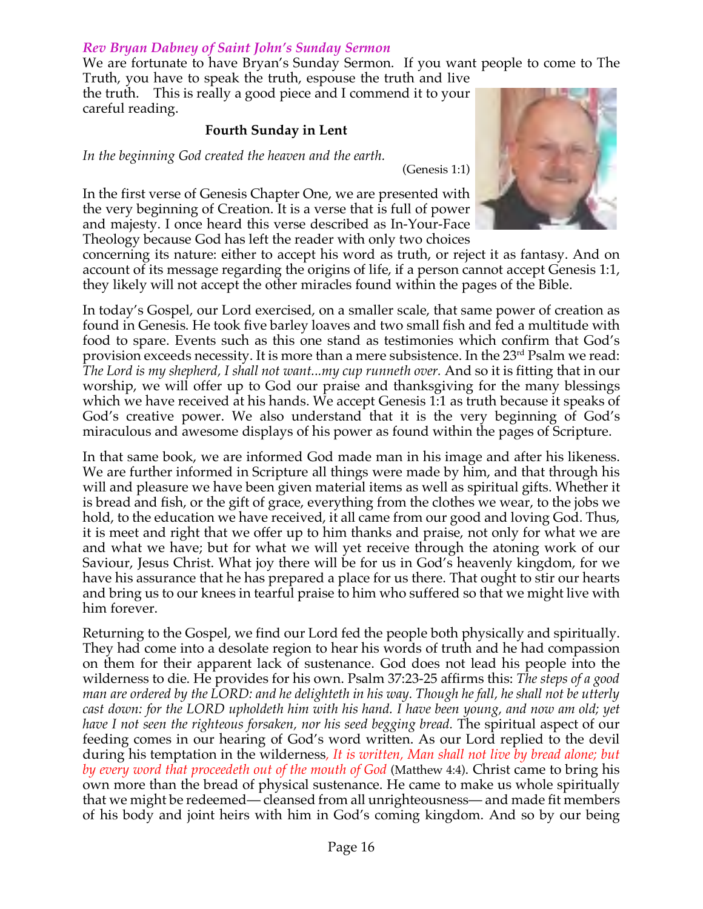*Rev Bryan Dabney of Saint John's Sunday Sermon*

We are fortunate to have Bryan's Sunday Sermon. If you want people to come to The Truth, you have to speak the truth, espouse the truth and live the truth. This is really a good piece and I commend it to your careful reading.

**Fourth Sunday in Lent**

*In the beginning God created the heaven and the earth.*

(Genesis 1:1)

In the first verse of Genesis Chapter One, we are presented with the very beginning of Creation. It is a verse that is full of power and majesty. I once heard this verse described as In-Your-Face Theology because God has left the reader with only two choices concerning its nature: either to accept his word as truth, or reject it as fantasy. And on account of its message regarding the origins of life, if a person cannot accept Genesis 1:1, they likely will not accept the other miracles found within the pages of the Bible.

In today's Gospel, our Lord exercised, on a smaller scale, that same power of creation as found in Genesis. He took five barley loaves and two small fish and fed a multitude with food to spare. Events such as this one stand as testimonies which confirm that God's provision exceeds necessity. It is more than a mere subsistence. In the 23rd Psalm we read: *The Lord is my shepherd, I shall not want...my cup runneth over.* And so it is fitting that in our worship, we will offer up to God our praise and thanksgiving for the many blessings which we have received at his hands. We accept Genesis 1:1 as truth because it speaks of God's creative power. We also understand that it is the very beginning of God's miraculous and awesome displays of his power as found within the pages of Scripture.

In that same book, we are informed God made man in his image and after his likeness. We are further informed in Scripture all things were made by him, and that through his will and pleasure we have been given material items as well as spiritual gifts. Whether it is bread and fish, or the gift of grace, everything from the clothes we wear, to the jobs we hold, to the education we have received, it all came from our good and loving God. Thus, it is meet and right that we offer up to him thanks and praise, not only for what we are and what we have; but for what we will yet receive through the atoning work of our Saviour, Jesus Christ. What joy there will be for us in God's heavenly kingdom, for we have his assurance that he has prepared a place for us there. That ought to stir our hearts and bring us to our knees in tearful praise to him who suffered so that we might live with him forever.

Returning to the Gospel, we find our Lord fed the people both physically and spiritually. They had come into a desolate region to hear his words of truth and he had compassion on them for their apparent lack of sustenance. God does not lead his people into the wilderness to die. He provides for his own. Psalm 37:23-25 affirms this: *The steps of a good man are ordered by the LORD: and he delighteth in his way. Though he fall, he shall not be utterly cast down: for the LORD upholdeth him with his hand. I have been young, and now am old; yet have I not seen the righteous forsaken, nor his seed begging bread.* The spiritual aspect of our feeding comes in our hearing of God's word written. As our Lord replied to the devil during his temptation in the wilderness*, It is written, Man shall not live by bread alone; but by every word that proceedeth out of the mouth of God* (Matthew 4:4). Christ came to bring his own more than the bread of physical sustenance. He came to make us whole spiritually that we might be redeemed— cleansed from all unrighteousness— and made fit members of his body and joint heirs with him in God's coming kingdom. And so by our being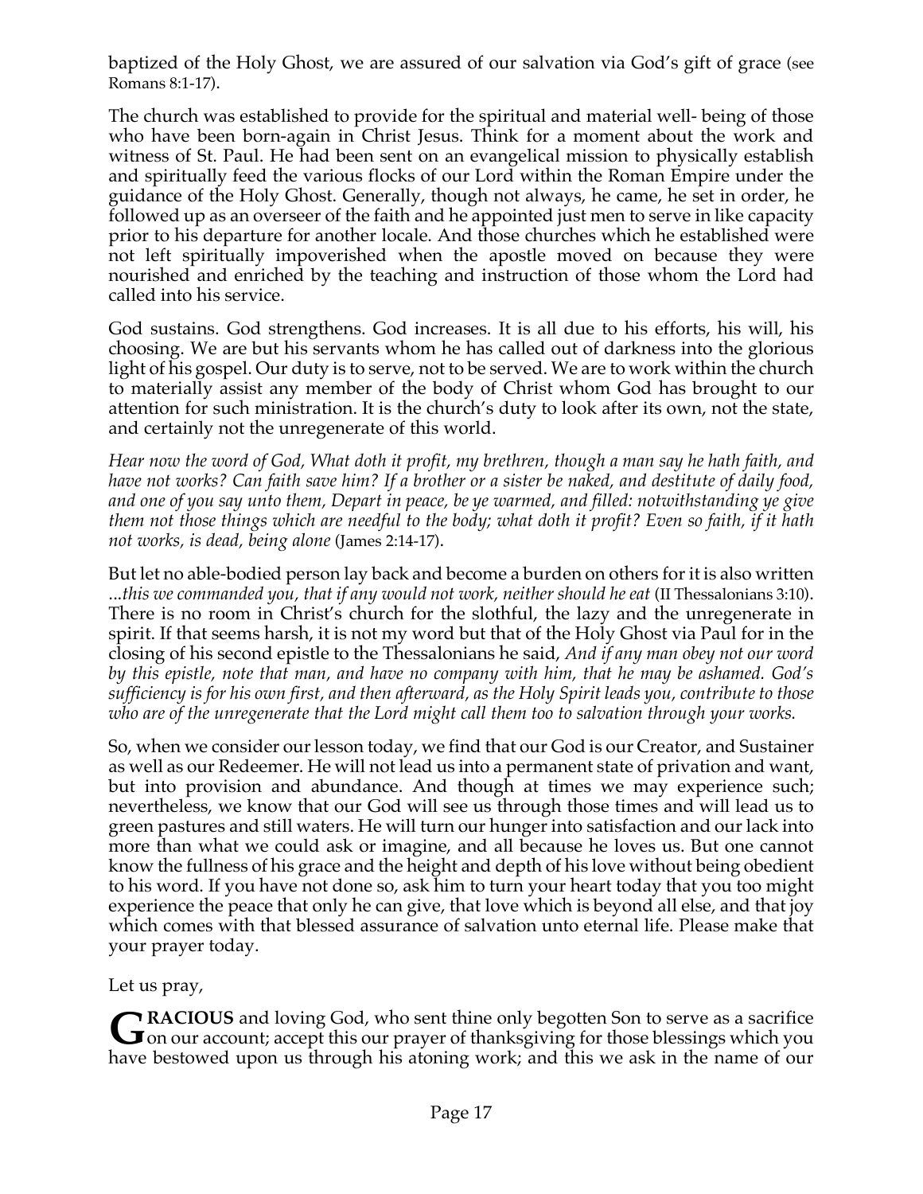baptized of the Holy Ghost, we are assured of our salvation via God's gift of grace (see Romans 8:1-17).

The church was established to provide for the spiritual and material well- being of those who have been born-again in Christ Jesus. Think for a moment about the work and witness of St. Paul. He had been sent on an evangelical mission to physically establish and spiritually feed the various flocks of our Lord within the Roman Empire under the guidance of the Holy Ghost. Generally, though not always, he came, he set in order, he followed up as an overseer of the faith and he appointed just men to serve in like capacity prior to his departure for another locale. And those churches which he established were not left spiritually impoverished when the apostle moved on because they were nourished and enriched by the teaching and instruction of those whom the Lord had called into his service.

God sustains. God strengthens. God increases. It is all due to his efforts, his will, his choosing. We are but his servants whom he has called out of darkness into the glorious light of his gospel. Our duty is to serve, not to be served. We are to work within the church to materially assist any member of the body of Christ whom God has brought to our attention for such ministration. It is the church's duty to look after its own, not the state, and certainly not the unregenerate of this world.

*Hear now the word of God, What doth it profit, my brethren, though a man say he hath faith, and have not works? Can faith save him? If a brother or a sister be naked, and destitute of daily food, and one of you say unto them, Depart in peace, be ye warmed, and filled: notwithstanding ye give them not those things which are needful to the body; what doth it profit? Even so faith, if it hath not works, is dead, being alone* (James 2:14-17).

But let no able-bodied person lay back and become a burden on others for it is also written ...*this we commanded you, that if any would not work, neither should he eat* (II Thessalonians 3:10). There is no room in Christ's church for the slothful, the lazy and the unregenerate in spirit. If that seems harsh, it is not my word but that of the Holy Ghost via Paul for in the closing of his second epistle to the Thessalonians he said, *And if any man obey not our word by this epistle, note that man, and have no company with him, that he may be ashamed. God's sufficiency is for his own first, and then afterward, as the Holy Spirit leads you, contribute to those who are of the unregenerate that the Lord might call them too to salvation through your works.*

So, when we consider our lesson today, we find that our God is our Creator, and Sustainer as well as our Redeemer. He will not lead us into a permanent state of privation and want, but into provision and abundance. And though at times we may experience such; nevertheless, we know that our God will see us through those times and will lead us to green pastures and still waters. He will turn our hunger into satisfaction and our lack into more than what we could ask or imagine, and all because he loves us. But one cannot know the fullness of his grace and the height and depth of his love without being obedient to his word. If you have not done so, ask him to turn your heart today that you too might experience the peace that only he can give, that love which is beyond all else, and that joy which comes with that blessed assurance of salvation unto eternal life. Please make that your prayer today.

Let us pray,

**GRACIOUS** and loving God, who sent thine only begotten Son to serve as a sacrifice on our account; accept this our prayer of thanksgiving for those blessings which you have bestowed upon us through his atoning work; and this we ask in the name of our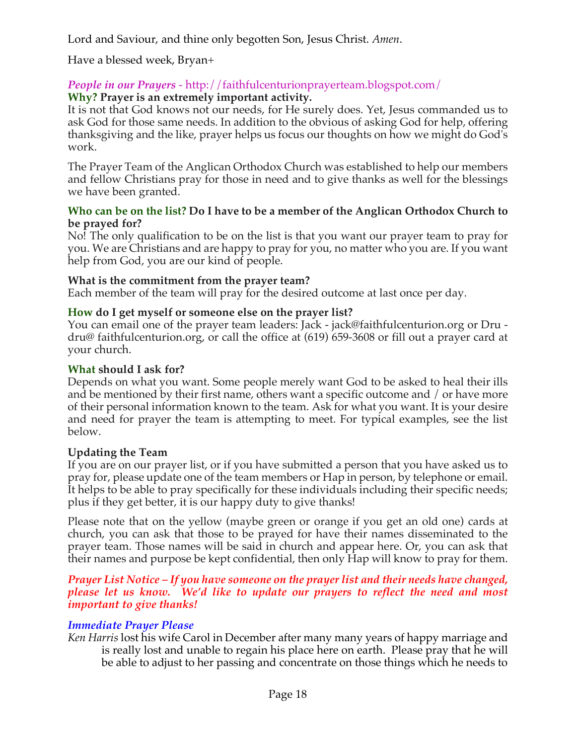Lord and Saviour, and thine only begotten Son, Jesus Christ. *Amen*.

Have a blessed week, Bryan+

*People in our Prayers* - http://faithfulcenturionprayerteam.blogspot.com/

**Why? Prayer is an extremely important activity.**

It is not that God knows not our needs, for He surely does. Yet, Jesus commanded us to ask God for those same needs. In addition to the obvious of asking God for help, offering thanksgiving and the like, prayer helps us focus our thoughts on how we might do God's work.

The Prayer Team of the Anglican Orthodox Church was established to help our members and fellow Christians pray for those in need and to give thanks as well for the blessings we have been granted.

**Who can be on the list? Do I have to be a member of the Anglican Orthodox Church to be prayed for?**

No! The only qualification to be on the list is that you want our prayer team to pray for you. We are Christians and are happy to pray for you, no matter who you are. If you want help from God, you are our kind of people.

**What is the commitment from the prayer team?**

Each member of the team will pray for the desired outcome at last once per day.

**How do I get myself or someone else on the prayer list?**

You can email one of the prayer team leaders: Jack - jack@faithfulcenturion.org or Dru - dru@ faithfulcenturion.org, or call the office at (619) 659-3608 or fill out a prayer card at your church.

**What should I ask for?**

Depends on what you want. Some people merely want God to be asked to heal their ills and be mentioned by their first name, others want a specific outcome and / or have more of their personal information known to the team. Ask for what you want. It is your desire and need for prayer the team is attempting to meet. For typical examples, see the list below.

**Updating the Team**

If you are on our prayer list, or if you have submitted a person that you have asked us to pray for, please update one of the team members or Hap in person, by telephone or email. It helps to be able to pray specifically for these individuals including their specific needs; plus if they get better, it is our happy duty to give thanks!

Please note that on the yellow (maybe green or orange if you get an old one) cards at church, you can ask that those to be prayed for have their names disseminated to the prayer team. Those names will be said in church and appear here. Or, you can ask that their names and purpose be kept confidential, then only Hap will know to pray for them.

***Prayer List Notice – If you have someone on the prayer list and their needs have changed, please let us know. We'd like to update our prayers to reflect the need and most important to give thanks!***

*Immediate Prayer Please*

*Ken Harris* lost his wife Carol in December after many many years of happy marriage and is really lost and unable to regain his place here on earth. Please pray that he will be able to adjust to her passing and concentrate on those things which he needs to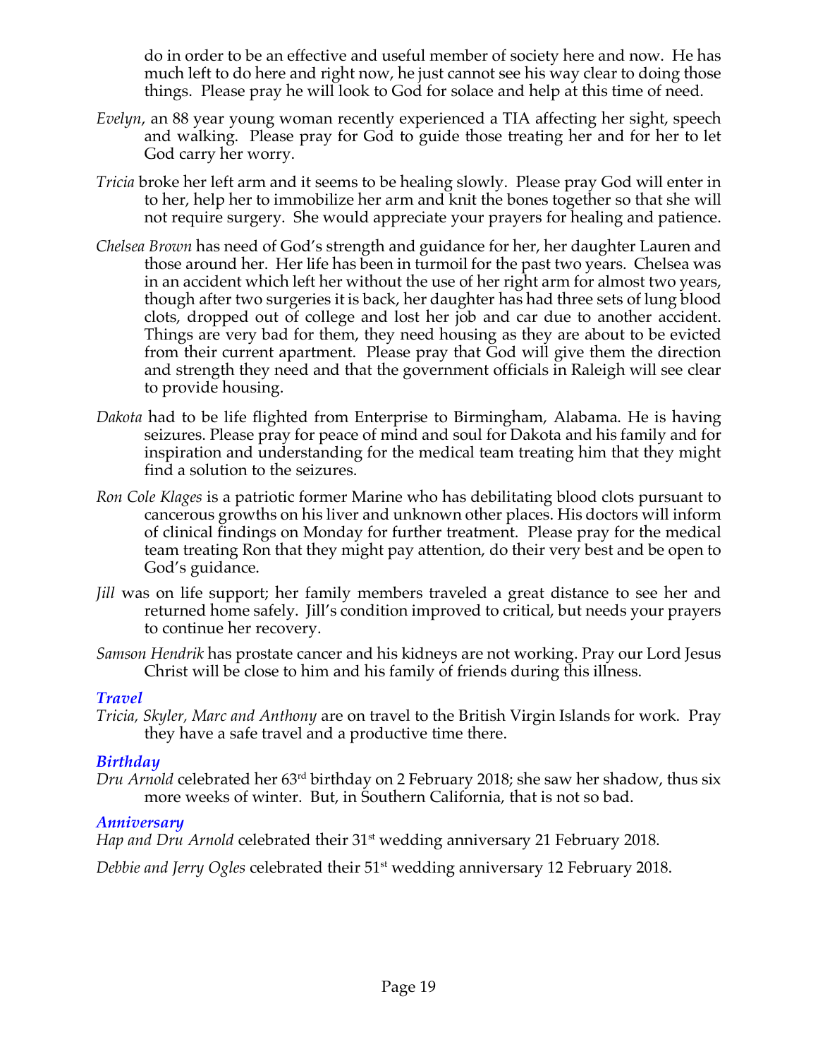do in order to be an effective and useful member of society here and now. He has much left to do here and right now, he just cannot see his way clear to doing those things. Please pray he will look to God for solace and help at this time of need.

*Evelyn*, an 88 year young woman recently experienced a TIA affecting her sight, speech and walking. Please pray for God to guide those treating her and for her to let God carry her worry.

*Tricia* broke her left arm and it seems to be healing slowly. Please pray God will enter in to her, help her to immobilize her arm and knit the bones together so that she will not require surgery. She would appreciate your prayers for healing and patience.

*Chelsea Brown* has need of God's strength and guidance for her, her daughter Lauren and those around her. Her life has been in turmoil for the past two years. Chelsea was in an accident which left her without the use of her right arm for almost two years, though after two surgeries it is back, her daughter has had three sets of lung blood clots, dropped out of college and lost her job and car due to another accident. Things are very bad for them, they need housing as they are about to be evicted from their current apartment. Please pray that God will give them the direction and strength they need and that the government officials in Raleigh will see clear to provide housing.

*Dakota* had to be life flighted from Enterprise to Birmingham, Alabama. He is having seizures. Please pray for peace of mind and soul for Dakota and his family and for inspiration and understanding for the medical team treating him that they might find a solution to the seizures.

*Ron Cole Klages* is a patriotic former Marine who has debilitating blood clots pursuant to cancerous growths on his liver and unknown other places. His doctors will inform of clinical findings on Monday for further treatment. Please pray for the medical team treating Ron that they might pay attention, do their very best and be open to God's guidance.

*Jill* was on life support; her family members traveled a great distance to see her and returned home safely. Jill's condition improved to critical, but needs your prayers to continue her recovery.

*Samson Hendrik* has prostate cancer and his kidneys are not working. Pray our Lord Jesus Christ will be close to him and his family of friends during this illness.

### *Travel*

*Tricia, Skyler, Marc and Anthony* are on travel to the British Virgin Islands for work. Pray they have a safe travel and a productive time there.

### *Birthday*

*Dru Arnold* celebrated her 63rd birthday on 2 February 2018; she saw her shadow, thus six more weeks of winter. But, in Southern California, that is not so bad.

### *Anniversary*

*Hap and Dru Arnold* celebrated their 31st wedding anniversary 21 February 2018.

*Debbie and Jerry Ogles* celebrated their 51st wedding anniversary 12 February 2018.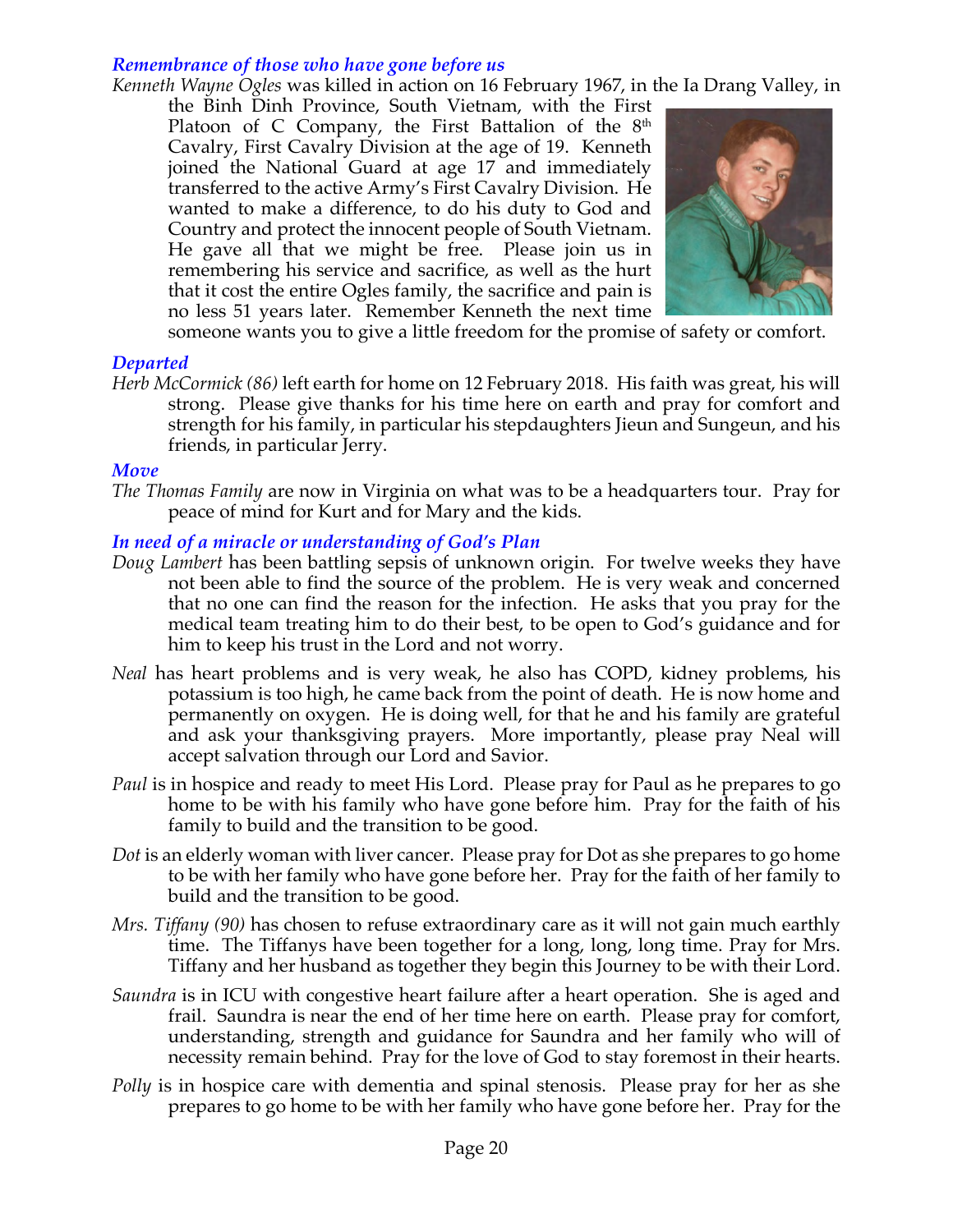### *Remembrance of those who have gone before us*

*Kenneth Wayne Ogles* was killed in action on 16 February 1967, in the Ia Drang Valley, in the Binh Dinh Province, South Vietnam, with the First Platoon of C Company, the First Battalion of the 8th Cavalry, First Cavalry Division at the age of 19. Kenneth joined the National Guard at age 17 and immediately transferred to the active Army's First Cavalry Division. He wanted to make a difference, to do his duty to God and Country and protect the innocent people of South Vietnam. He gave all that we might be free. Please join us in remembering his service and sacrifice, as well as the hurt that it cost the entire Ogles family, the sacrifice and pain is no less 51 years later. Remember Kenneth the next time someone wants you to give a little freedom for the promise of safety or comfort.

### *Departed*

*Herb McCormick (86)* left earth for home on 12 February 2018. His faith was great, his will strong. Please give thanks for his time here on earth and pray for comfort and strength for his family, in particular his stepdaughters Jieun and Sungeun, and his friends, in particular Jerry.

### *Move*

*The Thomas Family* are now in Virginia on what was to be a headquarters tour. Pray for peace of mind for Kurt and for Mary and the kids.

### *In need of a miracle or understanding of God's Plan*

*Doug Lambert* has been battling sepsis of unknown origin. For twelve weeks they have not been able to find the source of the problem. He is very weak and concerned that no one can find the reason for the infection. He asks that you pray for the medical team treating him to do their best, to be open to God's guidance and for him to keep his trust in the Lord and not worry.

*Neal* has heart problems and is very weak, he also has COPD, kidney problems, his potassium is too high, he came back from the point of death. He is now home and permanently on oxygen. He is doing well, for that he and his family are grateful and ask your thanksgiving prayers. More importantly, please pray Neal will accept salvation through our Lord and Savior.

*Paul* is in hospice and ready to meet His Lord. Please pray for Paul as he prepares to go home to be with his family who have gone before him. Pray for the faith of his family to build and the transition to be good.

*Dot* is an elderly woman with liver cancer. Please pray for Dot as she prepares to go home to be with her family who have gone before her. Pray for the faith of her family to build and the transition to be good.

*Mrs. Tiffany (90)* has chosen to refuse extraordinary care as it will not gain much earthly time. The Tiffanys have been together for a long, long, long time. Pray for Mrs. Tiffany and her husband as together they begin this Journey to be with their Lord.

*Saundra* is in ICU with congestive heart failure after a heart operation. She is aged and frail. Saundra is near the end of her time here on earth. Please pray for comfort, understanding, strength and guidance for Saundra and her family who will of necessity remain behind. Pray for the love of God to stay foremost in their hearts.

*Polly* is in hospice care with dementia and spinal stenosis. Please pray for her as she prepares to go home to be with her family who have gone before her. Pray for the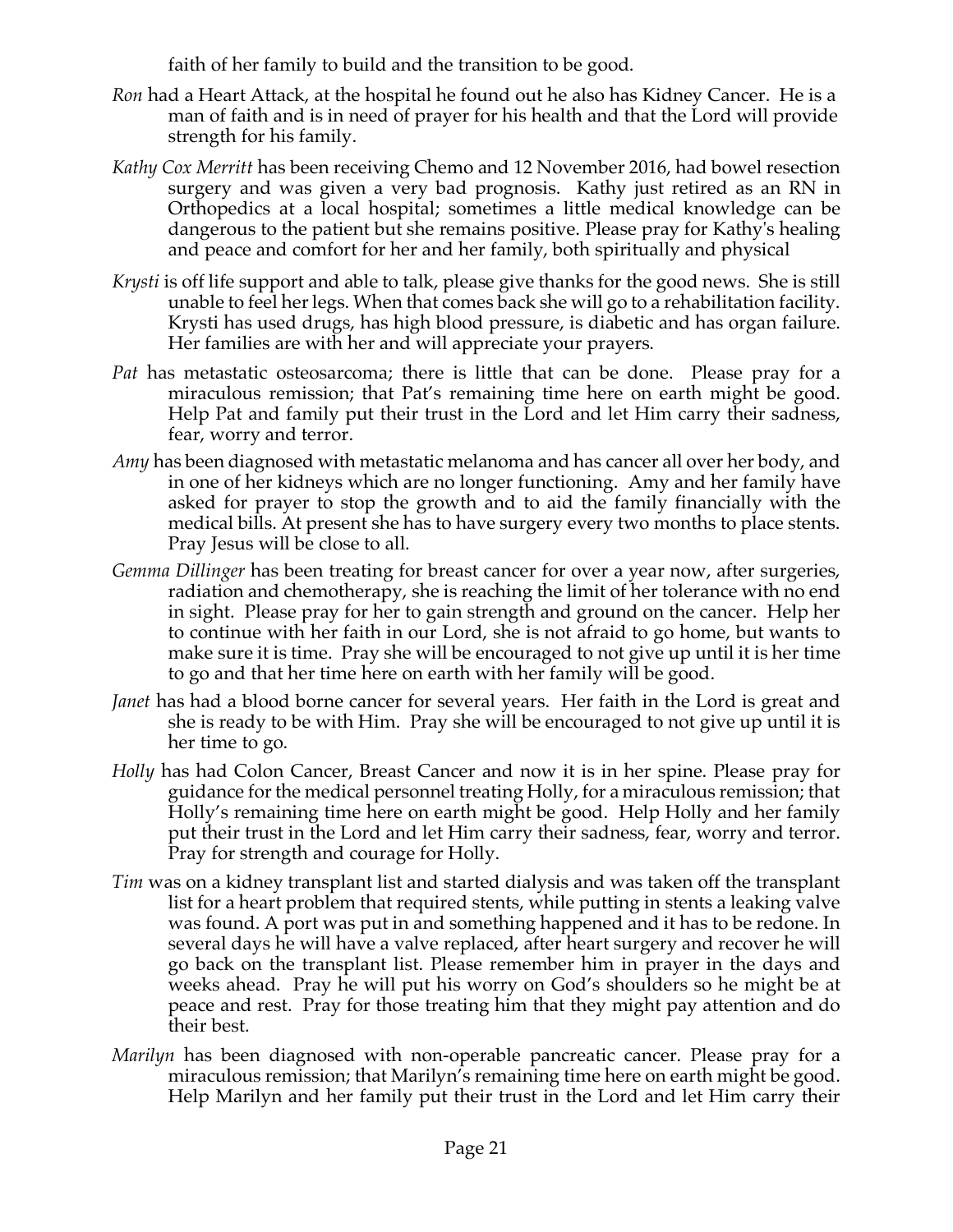faith of her family to build and the transition to be good.

*Ron* had a Heart Attack, at the hospital he found out he also has Kidney Cancer. He is a man of faith and is in need of prayer for his health and that the Lord will provide strength for his family.

*Kathy Cox Merritt* has been receiving Chemo and 12 November 2016, had bowel resection surgery and was given a very bad prognosis. Kathy just retired as an RN in Orthopedics at a local hospital; sometimes a little medical knowledge can be dangerous to the patient but she remains positive. Please pray for Kathy's healing and peace and comfort for her and her family, both spiritually and physical

*Krysti* is off life support and able to talk, please give thanks for the good news. She is still unable to feel her legs. When that comes back she will go to a rehabilitation facility. Krysti has used drugs, has high blood pressure, is diabetic and has organ failure. Her families are with her and will appreciate your prayers.

*Pat* has metastatic osteosarcoma; there is little that can be done. Please pray for a miraculous remission; that Pat's remaining time here on earth might be good. Help Pat and family put their trust in the Lord and let Him carry their sadness, fear, worry and terror.

*Amy* has been diagnosed with metastatic melanoma and has cancer all over her body, and in one of her kidneys which are no longer functioning. Amy and her family have asked for prayer to stop the growth and to aid the family financially with the medical bills. At present she has to have surgery every two months to place stents. Pray Jesus will be close to all.

*Gemma Dillinger* has been treating for breast cancer for over a year now, after surgeries, radiation and chemotherapy, she is reaching the limit of her tolerance with no end in sight. Please pray for her to gain strength and ground on the cancer. Help her to continue with her faith in our Lord, she is not afraid to go home, but wants to make sure it is time. Pray she will be encouraged to not give up until it is her time to go and that her time here on earth with her family will be good.

*Janet* has had a blood borne cancer for several years. Her faith in the Lord is great and she is ready to be with Him. Pray she will be encouraged to not give up until it is her time to go.

*Holly* has had Colon Cancer, Breast Cancer and now it is in her spine. Please pray for guidance for the medical personnel treating Holly, for a miraculous remission; that Holly's remaining time here on earth might be good. Help Holly and her family put their trust in the Lord and let Him carry their sadness, fear, worry and terror. Pray for strength and courage for Holly.

*Tim* was on a kidney transplant list and started dialysis and was taken off the transplant list for a heart problem that required stents, while putting in stents a leaking valve was found. A port was put in and something happened and it has to be redone. In several days he will have a valve replaced, after heart surgery and recover he will go back on the transplant list. Please remember him in prayer in the days and weeks ahead. Pray he will put his worry on God's shoulders so he might be at peace and rest. Pray for those treating him that they might pay attention and do their best.

*Marilyn* has been diagnosed with non-operable pancreatic cancer. Please pray for a miraculous remission; that Marilyn's remaining time here on earth might be good. Help Marilyn and her family put their trust in the Lord and let Him carry their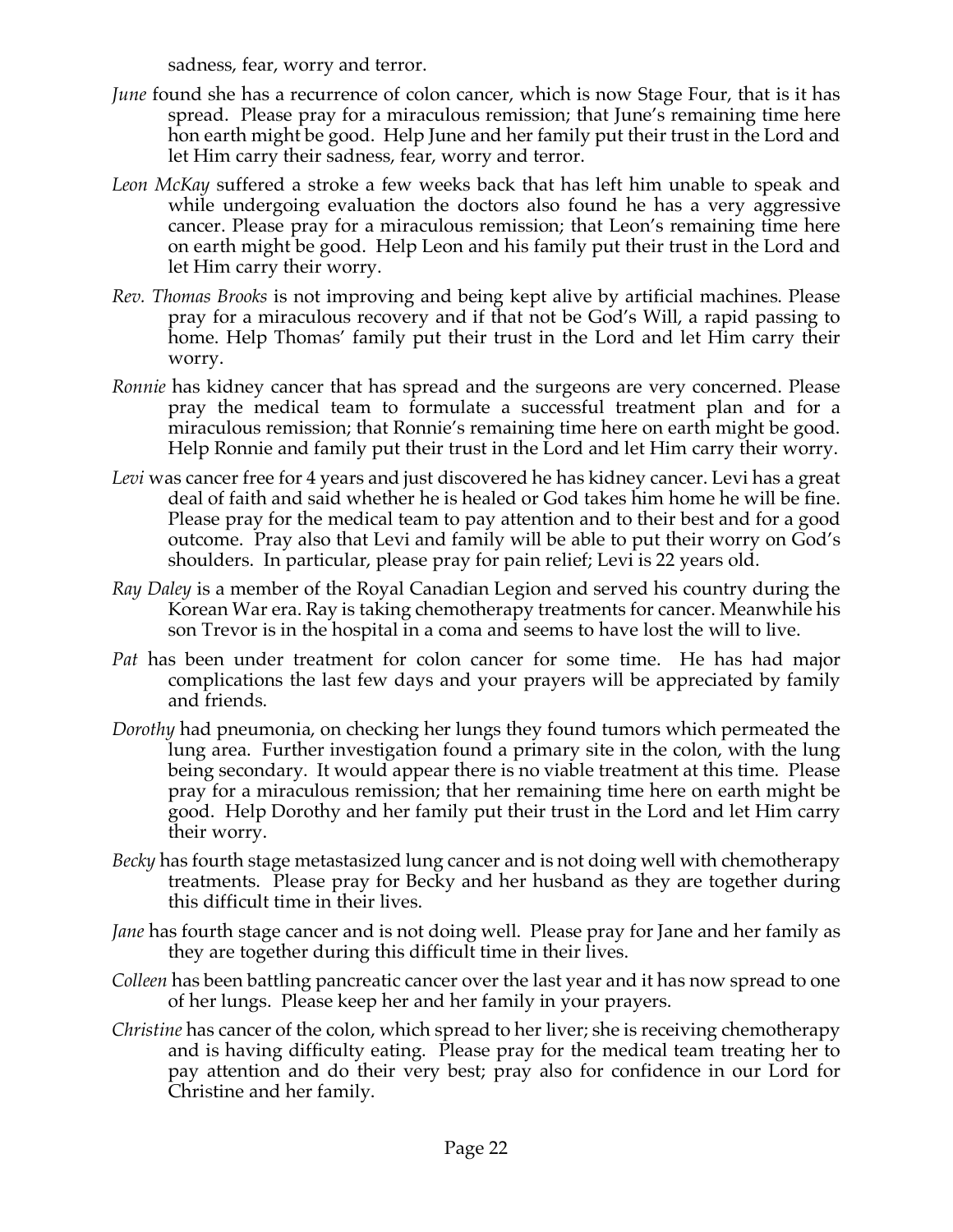sadness, fear, worry and terror.

*June* found she has a recurrence of colon cancer, which is now Stage Four, that is it has spread. Please pray for a miraculous remission; that June's remaining time here hon earth might be good. Help June and her family put their trust in the Lord and let Him carry their sadness, fear, worry and terror.

*Leon McKay* suffered a stroke a few weeks back that has left him unable to speak and while undergoing evaluation the doctors also found he has a very aggressive cancer. Please pray for a miraculous remission; that Leon's remaining time here on earth might be good. Help Leon and his family put their trust in the Lord and let Him carry their worry.

*Rev. Thomas Brooks* is not improving and being kept alive by artificial machines. Please pray for a miraculous recovery and if that not be God's Will, a rapid passing to home. Help Thomas' family put their trust in the Lord and let Him carry their worry.

*Ronnie* has kidney cancer that has spread and the surgeons are very concerned. Please pray the medical team to formulate a successful treatment plan and for a miraculous remission; that Ronnie's remaining time here on earth might be good. Help Ronnie and family put their trust in the Lord and let Him carry their worry.

*Levi* was cancer free for 4 years and just discovered he has kidney cancer. Levi has a great deal of faith and said whether he is healed or God takes him home he will be fine. Please pray for the medical team to pay attention and to their best and for a good outcome. Pray also that Levi and family will be able to put their worry on God's shoulders. In particular, please pray for pain relief; Levi is 22 years old.

*Ray Daley* is a member of the Royal Canadian Legion and served his country during the Korean War era. Ray is taking chemotherapy treatments for cancer. Meanwhile his son Trevor is in the hospital in a coma and seems to have lost the will to live.

*Pat* has been under treatment for colon cancer for some time. He has had major complications the last few days and your prayers will be appreciated by family and friends.

*Dorothy* had pneumonia, on checking her lungs they found tumors which permeated the lung area. Further investigation found a primary site in the colon, with the lung being secondary. It would appear there is no viable treatment at this time. Please pray for a miraculous remission; that her remaining time here on earth might be good. Help Dorothy and her family put their trust in the Lord and let Him carry their worry.

*Becky* has fourth stage metastasized lung cancer and is not doing well with chemotherapy treatments. Please pray for Becky and her husband as they are together during this difficult time in their lives.

*Jane* has fourth stage cancer and is not doing well. Please pray for Jane and her family as they are together during this difficult time in their lives.

*Colleen* has been battling pancreatic cancer over the last year and it has now spread to one of her lungs. Please keep her and her family in your prayers.

*Christine* has cancer of the colon, which spread to her liver; she is receiving chemotherapy and is having difficulty eating. Please pray for the medical team treating her to pay attention and do their very best; pray also for confidence in our Lord for Christine and her family.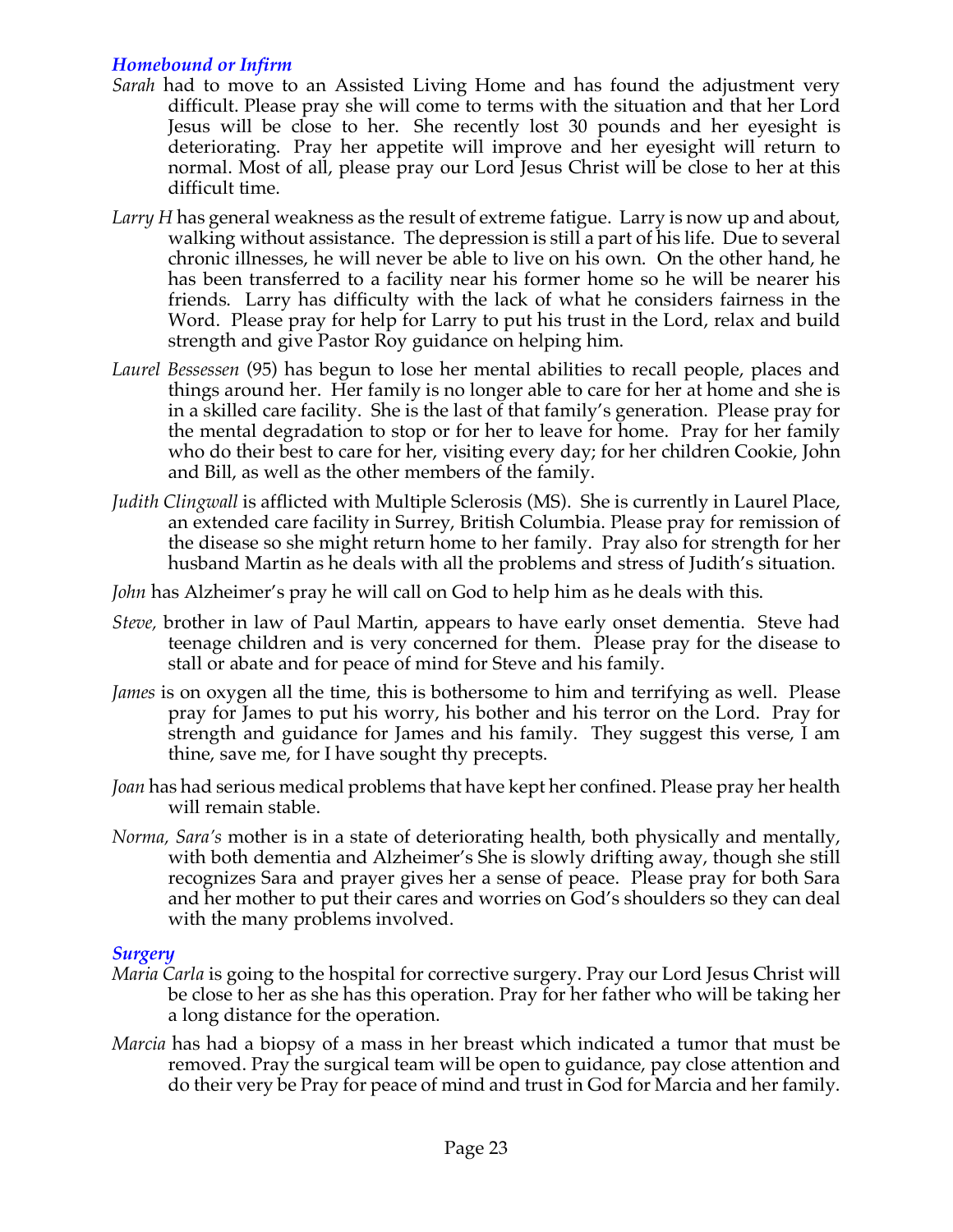### *Homebound or Infirm*

*Sarah* had to move to an Assisted Living Home and has found the adjustment very difficult. Please pray she will come to terms with the situation and that her Lord Jesus will be close to her. She recently lost 30 pounds and her eyesight is deteriorating. Pray her appetite will improve and her eyesight will return to normal. Most of all, please pray our Lord Jesus Christ will be close to her at this difficult time.

*Larry H* has general weakness as the result of extreme fatigue. Larry is now up and about, walking without assistance. The depression is still a part of his life. Due to several chronic illnesses, he will never be able to live on his own. On the other hand, he has been transferred to a facility near his former home so he will be nearer his friends. Larry has difficulty with the lack of what he considers fairness in the Word. Please pray for help for Larry to put his trust in the Lord, relax and build strength and give Pastor Roy guidance on helping him.

*Laurel Bessessen* (95) has begun to lose her mental abilities to recall people, places and things around her. Her family is no longer able to care for her at home and she is in a skilled care facility. She is the last of that family's generation. Please pray for the mental degradation to stop or for her to leave for home. Pray for her family who do their best to care for her, visiting every day; for her children Cookie, John and Bill, as well as the other members of the family.

*Judith Clingwall* is afflicted with Multiple Sclerosis (MS). She is currently in Laurel Place, an extended care facility in Surrey, British Columbia. Please pray for remission of the disease so she might return home to her family. Pray also for strength for her husband Martin as he deals with all the problems and stress of Judith's situation.

*John* has Alzheimer's pray he will call on God to help him as he deals with this.

*Steve,* brother in law of Paul Martin, appears to have early onset dementia. Steve had teenage children and is very concerned for them. Please pray for the disease to stall or abate and for peace of mind for Steve and his family.

*James* is on oxygen all the time, this is bothersome to him and terrifying as well. Please pray for James to put his worry, his bother and his terror on the Lord. Pray for strength and guidance for James and his family. They suggest this verse, I am thine, save me, for I have sought thy precepts.

*Joan* has had serious medical problems that have kept her confined. Please pray her health will remain stable.

*Norma, Sara's* mother is in a state of deteriorating health, both physically and mentally, with both dementia and Alzheimer's She is slowly drifting away, though she still recognizes Sara and prayer gives her a sense of peace. Please pray for both Sara and her mother to put their cares and worries on God's shoulders so they can deal with the many problems involved.

### *Surgery*

*Maria Carla* is going to the hospital for corrective surgery. Pray our Lord Jesus Christ will be close to her as she has this operation. Pray for her father who will be taking her a long distance for the operation.

*Marcia* has had a biopsy of a mass in her breast which indicated a tumor that must be removed. Pray the surgical team will be open to guidance, pay close attention and do their very be Pray for peace of mind and trust in God for Marcia and her family.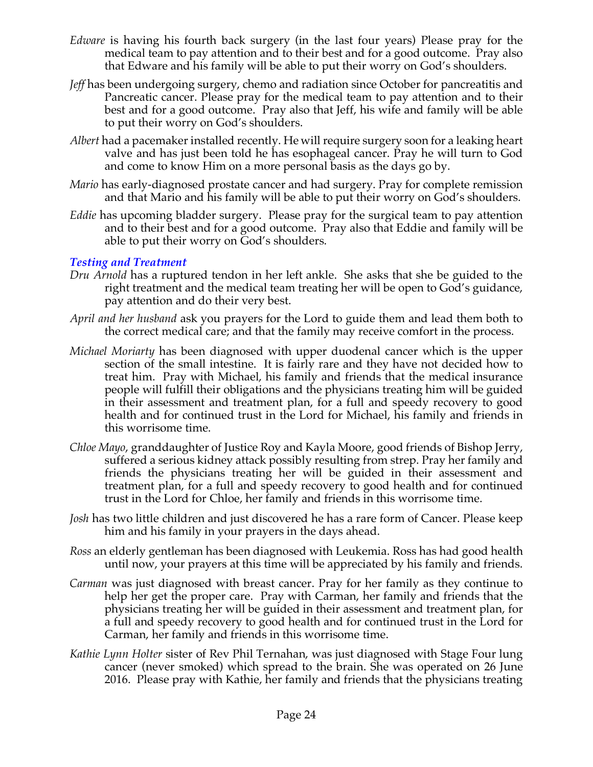*Edware* is having his fourth back surgery (in the last four years) Please pray for the medical team to pay attention and to their best and for a good outcome. Pray also that Edware and his family will be able to put their worry on God's shoulders.

*Jeff* has been undergoing surgery, chemo and radiation since October for pancreatitis and Pancreatic cancer. Please pray for the medical team to pay attention and to their best and for a good outcome. Pray also that Jeff, his wife and family will be able to put their worry on God's shoulders.

*Albert* had a pacemaker installed recently. He will require surgery soon for a leaking heart valve and has just been told he has esophageal cancer. Pray he will turn to God and come to know Him on a more personal basis as the days go by.

*Mario* has early-diagnosed prostate cancer and had surgery. Pray for complete remission and that Mario and his family will be able to put their worry on God's shoulders.

*Eddie* has upcoming bladder surgery. Please pray for the surgical team to pay attention and to their best and for a good outcome. Pray also that Eddie and family will be able to put their worry on God's shoulders.

### *Testing and Treatment*

*Dru Arnold* has a ruptured tendon in her left ankle. She asks that she be guided to the right treatment and the medical team treating her will be open to God's guidance, pay attention and do their very best.

*April and her husband* ask you prayers for the Lord to guide them and lead them both to the correct medical care; and that the family may receive comfort in the process.

*Michael Moriarty* has been diagnosed with upper duodenal cancer which is the upper section of the small intestine. It is fairly rare and they have not decided how to treat him. Pray with Michael, his family and friends that the medical insurance people will fulfill their obligations and the physicians treating him will be guided in their assessment and treatment plan, for a full and speedy recovery to good health and for continued trust in the Lord for Michael, his family and friends in this worrisome time.

*Chloe Mayo*, granddaughter of Justice Roy and Kayla Moore, good friends of Bishop Jerry, suffered a serious kidney attack possibly resulting from strep. Pray her family and friends the physicians treating her will be guided in their assessment and treatment plan, for a full and speedy recovery to good health and for continued trust in the Lord for Chloe, her family and friends in this worrisome time.

*Josh* has two little children and just discovered he has a rare form of Cancer. Please keep him and his family in your prayers in the days ahead.

*Ross* an elderly gentleman has been diagnosed with Leukemia. Ross has had good health until now, your prayers at this time will be appreciated by his family and friends.

*Carman* was just diagnosed with breast cancer. Pray for her family as they continue to help her get the proper care. Pray with Carman, her family and friends that the physicians treating her will be guided in their assessment and treatment plan, for a full and speedy recovery to good health and for continued trust in the Lord for Carman, her family and friends in this worrisome time.

*Kathie Lynn Holter* sister of Rev Phil Ternahan, was just diagnosed with Stage Four lung cancer (never smoked) which spread to the brain. She was operated on 26 June 2016. Please pray with Kathie, her family and friends that the physicians treating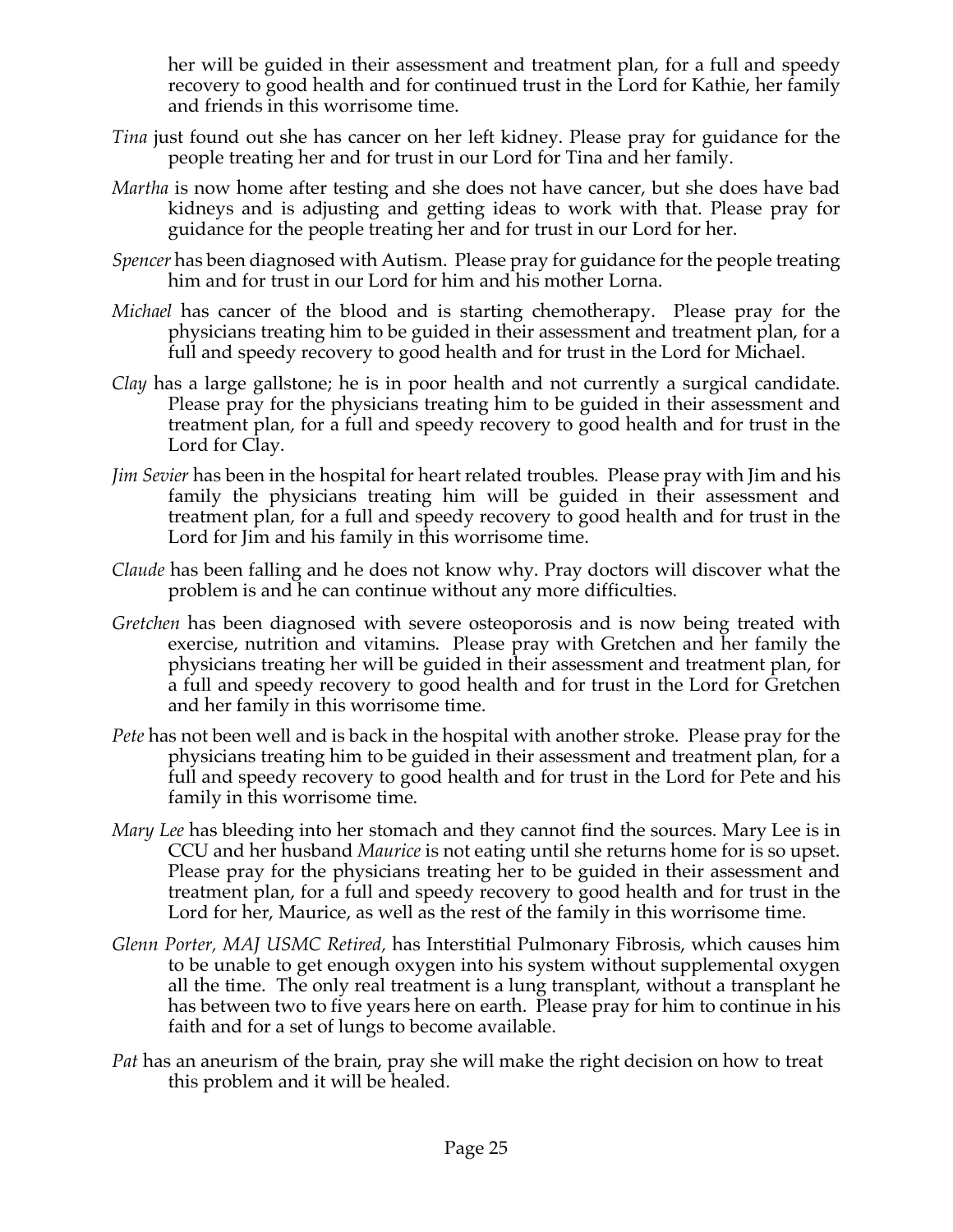her will be guided in their assessment and treatment plan, for a full and speedy recovery to good health and for continued trust in the Lord for Kathie, her family and friends in this worrisome time.

*Tina* just found out she has cancer on her left kidney. Please pray for guidance for the people treating her and for trust in our Lord for Tina and her family.

*Martha* is now home after testing and she does not have cancer, but she does have bad kidneys and is adjusting and getting ideas to work with that. Please pray for guidance for the people treating her and for trust in our Lord for her.

*Spencer* has been diagnosed with Autism. Please pray for guidance for the people treating him and for trust in our Lord for him and his mother Lorna.

*Michael* has cancer of the blood and is starting chemotherapy. Please pray for the physicians treating him to be guided in their assessment and treatment plan, for a full and speedy recovery to good health and for trust in the Lord for Michael.

*Clay* has a large gallstone; he is in poor health and not currently a surgical candidate. Please pray for the physicians treating him to be guided in their assessment and treatment plan, for a full and speedy recovery to good health and for trust in the Lord for Clay.

*Jim Sevier* has been in the hospital for heart related troubles. Please pray with Jim and his family the physicians treating him will be guided in their assessment and treatment plan, for a full and speedy recovery to good health and for trust in the Lord for Jim and his family in this worrisome time.

*Claude* has been falling and he does not know why. Pray doctors will discover what the problem is and he can continue without any more difficulties.

*Gretchen* has been diagnosed with severe osteoporosis and is now being treated with exercise, nutrition and vitamins. Please pray with Gretchen and her family the physicians treating her will be guided in their assessment and treatment plan, for a full and speedy recovery to good health and for trust in the Lord for Gretchen and her family in this worrisome time.

*Pete* has not been well and is back in the hospital with another stroke. Please pray for the physicians treating him to be guided in their assessment and treatment plan, for a full and speedy recovery to good health and for trust in the Lord for Pete and his family in this worrisome time.

*Mary Lee* has bleeding into her stomach and they cannot find the sources. Mary Lee is in CCU and her husband *Maurice* is not eating until she returns home for is so upset. Please pray for the physicians treating her to be guided in their assessment and treatment plan, for a full and speedy recovery to good health and for trust in the Lord for her, Maurice, as well as the rest of the family in this worrisome time.

*Glenn Porter, MAJ USMC Retired,* has Interstitial Pulmonary Fibrosis, which causes him to be unable to get enough oxygen into his system without supplemental oxygen all the time. The only real treatment is a lung transplant, without a transplant he has between two to five years here on earth. Please pray for him to continue in his faith and for a set of lungs to become available.

*Pat* has an aneurism of the brain, pray she will make the right decision on how to treat this problem and it will be healed.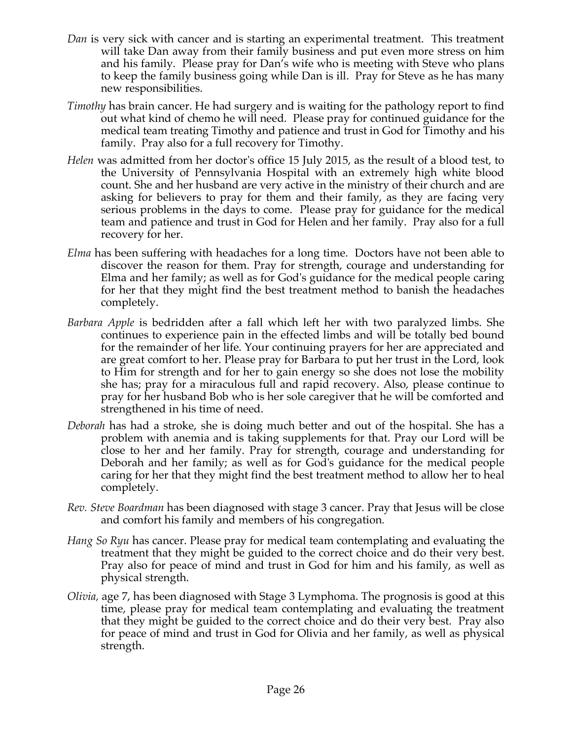*Dan* is very sick with cancer and is starting an experimental treatment. This treatment will take Dan away from their family business and put even more stress on him and his family. Please pray for Dan's wife who is meeting with Steve who plans to keep the family business going while Dan is ill. Pray for Steve as he has many new responsibilities.

*Timothy* has brain cancer. He had surgery and is waiting for the pathology report to find out what kind of chemo he will need. Please pray for continued guidance for the medical team treating Timothy and patience and trust in God for Timothy and his family. Pray also for a full recovery for Timothy.

*Helen* was admitted from her doctor's office 15 July 2015, as the result of a blood test, to the University of Pennsylvania Hospital with an extremely high white blood count. She and her husband are very active in the ministry of their church and are asking for believers to pray for them and their family, as they are facing very serious problems in the days to come. Please pray for guidance for the medical team and patience and trust in God for Helen and her family. Pray also for a full recovery for her.

*Elma* has been suffering with headaches for a long time. Doctors have not been able to discover the reason for them. Pray for strength, courage and understanding for Elma and her family; as well as for God's guidance for the medical people caring for her that they might find the best treatment method to banish the headaches completely.

*Barbara Apple* is bedridden after a fall which left her with two paralyzed limbs. She continues to experience pain in the effected limbs and will be totally bed bound for the remainder of her life. Your continuing prayers for her are appreciated and are great comfort to her. Please pray for Barbara to put her trust in the Lord, look to Him for strength and for her to gain energy so she does not lose the mobility she has; pray for a miraculous full and rapid recovery. Also, please continue to pray for her husband Bob who is her sole caregiver that he will be comforted and strengthened in his time of need.

*Deborah* has had a stroke, she is doing much better and out of the hospital. She has a problem with anemia and is taking supplements for that. Pray our Lord will be close to her and her family. Pray for strength, courage and understanding for Deborah and her family; as well as for God's guidance for the medical people caring for her that they might find the best treatment method to allow her to heal completely.

*Rev. Steve Boardman* has been diagnosed with stage 3 cancer. Pray that Jesus will be close and comfort his family and members of his congregation.

*Hang So Ryu* has cancer. Please pray for medical team contemplating and evaluating the treatment that they might be guided to the correct choice and do their very best. Pray also for peace of mind and trust in God for him and his family, as well as physical strength.

*Olivia,* age 7, has been diagnosed with Stage 3 Lymphoma. The prognosis is good at this time, please pray for medical team contemplating and evaluating the treatment that they might be guided to the correct choice and do their very best. Pray also for peace of mind and trust in God for Olivia and her family, as well as physical strength.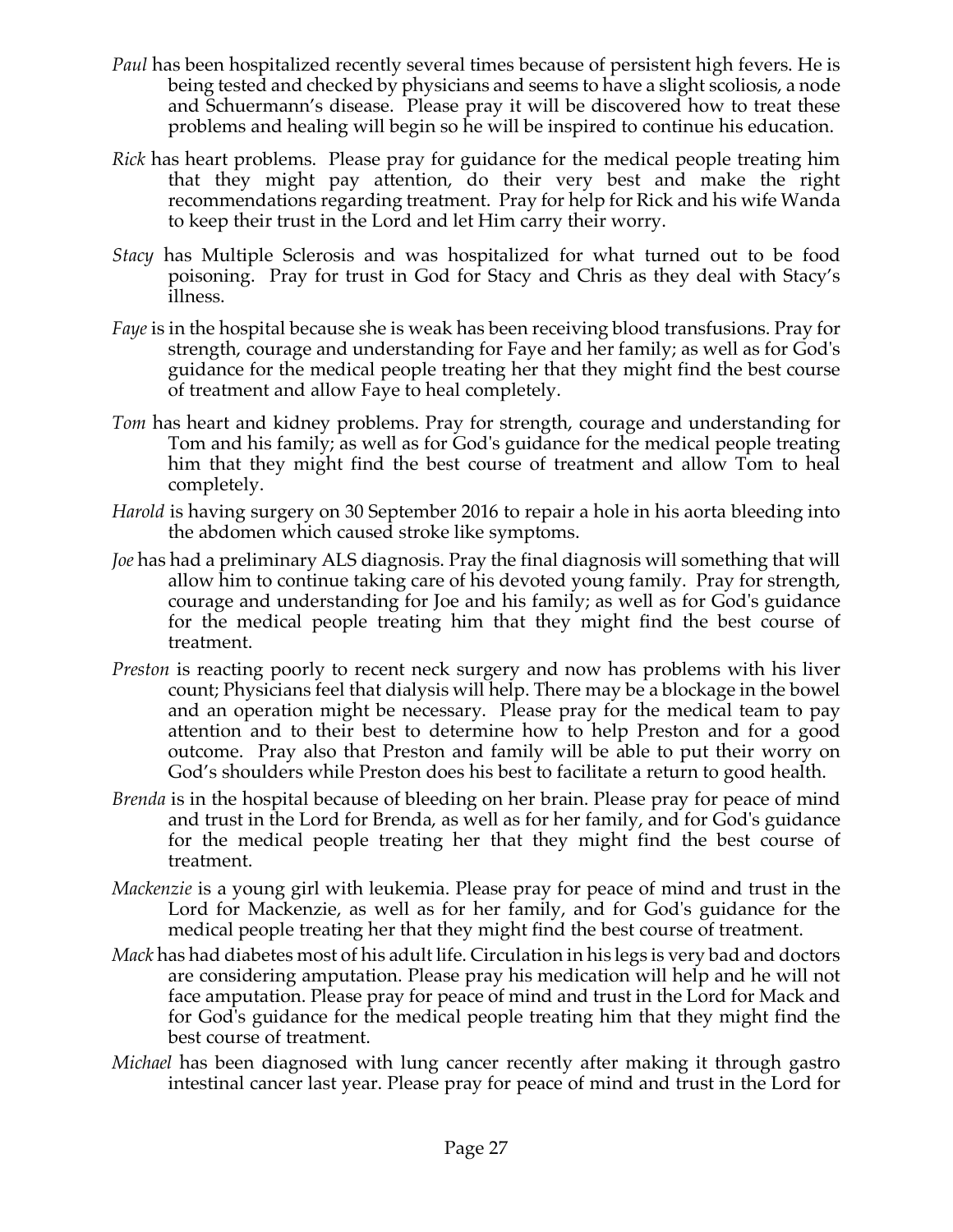*Paul* has been hospitalized recently several times because of persistent high fevers. He is being tested and checked by physicians and seems to have a slight scoliosis, a node and Schuermann's disease. Please pray it will be discovered how to treat these problems and healing will begin so he will be inspired to continue his education.

*Rick* has heart problems. Please pray for guidance for the medical people treating him that they might pay attention, do their very best and make the right recommendations regarding treatment. Pray for help for Rick and his wife Wanda to keep their trust in the Lord and let Him carry their worry.

*Stacy* has Multiple Sclerosis and was hospitalized for what turned out to be food poisoning. Pray for trust in God for Stacy and Chris as they deal with Stacy's illness.

*Faye* is in the hospital because she is weak has been receiving blood transfusions. Pray for strength, courage and understanding for Faye and her family; as well as for God's guidance for the medical people treating her that they might find the best course of treatment and allow Faye to heal completely.

*Tom* has heart and kidney problems. Pray for strength, courage and understanding for Tom and his family; as well as for God's guidance for the medical people treating him that they might find the best course of treatment and allow Tom to heal completely.

*Harold* is having surgery on 30 September 2016 to repair a hole in his aorta bleeding into the abdomen which caused stroke like symptoms.

*Joe* has had a preliminary ALS diagnosis. Pray the final diagnosis will something that will allow him to continue taking care of his devoted young family. Pray for strength, courage and understanding for Joe and his family; as well as for God's guidance for the medical people treating him that they might find the best course of treatment.

*Preston* is reacting poorly to recent neck surgery and now has problems with his liver count; Physicians feel that dialysis will help. There may be a blockage in the bowel and an operation might be necessary. Please pray for the medical team to pay attention and to their best to determine how to help Preston and for a good outcome. Pray also that Preston and family will be able to put their worry on God's shoulders while Preston does his best to facilitate a return to good health.

*Brenda* is in the hospital because of bleeding on her brain. Please pray for peace of mind and trust in the Lord for Brenda, as well as for her family, and for God's guidance for the medical people treating her that they might find the best course of treatment.

*Mackenzie* is a young girl with leukemia. Please pray for peace of mind and trust in the Lord for Mackenzie, as well as for her family, and for God's guidance for the medical people treating her that they might find the best course of treatment.

*Mack* has had diabetes most of his adult life. Circulation in his legs is very bad and doctors are considering amputation. Please pray his medication will help and he will not face amputation. Please pray for peace of mind and trust in the Lord for Mack and for God's guidance for the medical people treating him that they might find the best course of treatment.

*Michael* has been diagnosed with lung cancer recently after making it through gastro intestinal cancer last year. Please pray for peace of mind and trust in the Lord for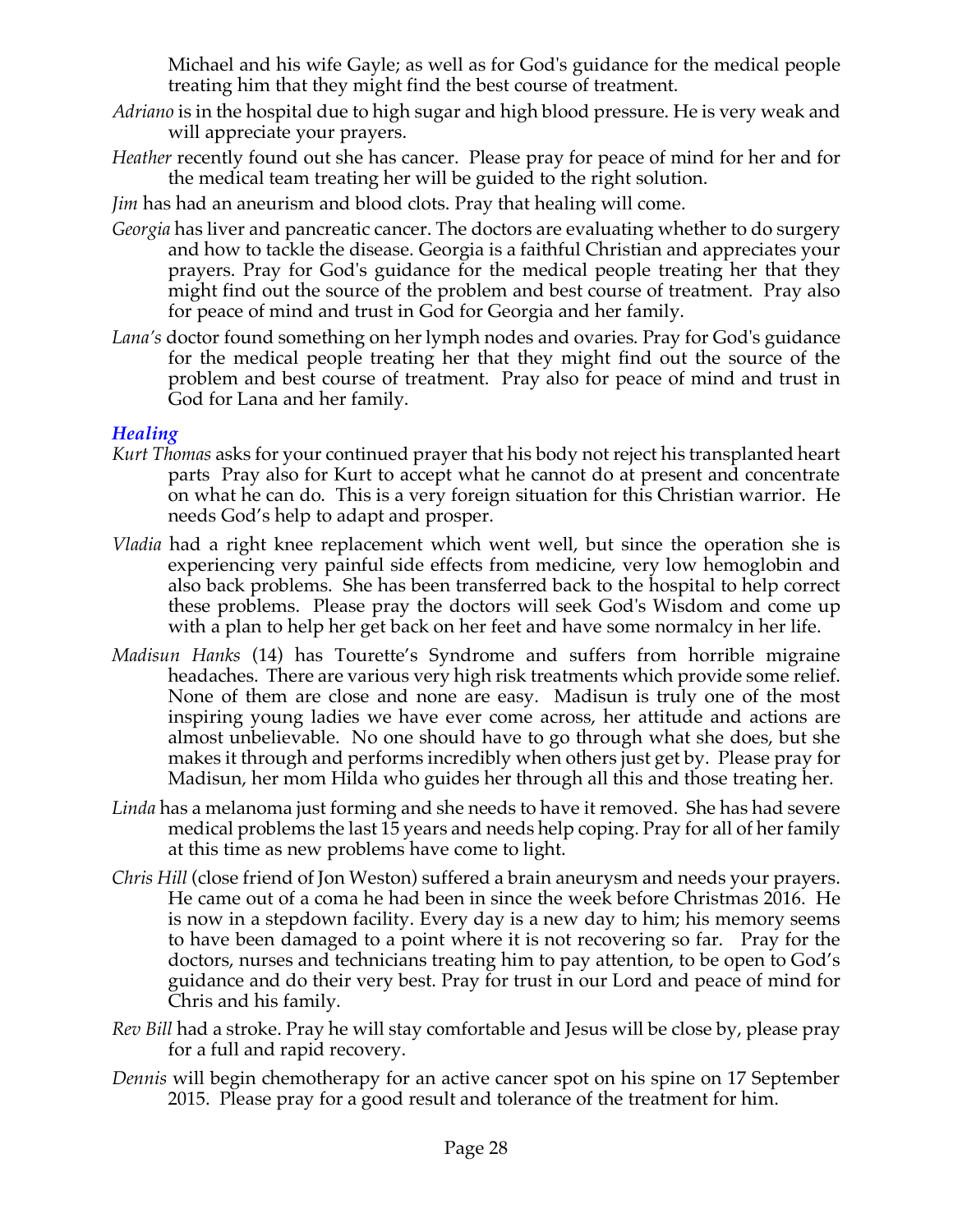Michael and his wife Gayle; as well as for God's guidance for the medical people treating him that they might find the best course of treatment.

*Adriano* is in the hospital due to high sugar and high blood pressure. He is very weak and will appreciate your prayers.

*Heather* recently found out she has cancer. Please pray for peace of mind for her and for the medical team treating her will be guided to the right solution.

*Jim* has had an aneurism and blood clots. Pray that healing will come.

*Georgia* has liver and pancreatic cancer. The doctors are evaluating whether to do surgery and how to tackle the disease. Georgia is a faithful Christian and appreciates your prayers. Pray for God's guidance for the medical people treating her that they might find out the source of the problem and best course of treatment. Pray also for peace of mind and trust in God for Georgia and her family.

*Lana's* doctor found something on her lymph nodes and ovaries. Pray for God's guidance for the medical people treating her that they might find out the source of the problem and best course of treatment. Pray also for peace of mind and trust in God for Lana and her family.

### *Healing*

*Kurt Thomas* asks for your continued prayer that his body not reject his transplanted heart parts Pray also for Kurt to accept what he cannot do at present and concentrate on what he can do. This is a very foreign situation for this Christian warrior. He needs God's help to adapt and prosper.

*Vladia* had a right knee replacement which went well, but since the operation she is experiencing very painful side effects from medicine, very low hemoglobin and also back problems. She has been transferred back to the hospital to help correct these problems. Please pray the doctors will seek God's Wisdom and come up with a plan to help her get back on her feet and have some normalcy in her life.

*Madisun Hanks* (14) has Tourette's Syndrome and suffers from horrible migraine headaches. There are various very high risk treatments which provide some relief. None of them are close and none are easy. Madisun is truly one of the most inspiring young ladies we have ever come across, her attitude and actions are almost unbelievable. No one should have to go through what she does, but she makes it through and performs incredibly when others just get by. Please pray for Madisun, her mom Hilda who guides her through all this and those treating her.

*Linda* has a melanoma just forming and she needs to have it removed. She has had severe medical problems the last 15 years and needs help coping. Pray for all of her family at this time as new problems have come to light.

*Chris Hill* (close friend of Jon Weston) suffered a brain aneurysm and needs your prayers. He came out of a coma he had been in since the week before Christmas 2016. He is now in a stepdown facility. Every day is a new day to him; his memory seems to have been damaged to a point where it is not recovering so far. Pray for the doctors, nurses and technicians treating him to pay attention, to be open to God's guidance and do their very best. Pray for trust in our Lord and peace of mind for Chris and his family.

*Rev Bill* had a stroke. Pray he will stay comfortable and Jesus will be close by, please pray for a full and rapid recovery.

*Dennis* will begin chemotherapy for an active cancer spot on his spine on 17 September 2015. Please pray for a good result and tolerance of the treatment for him.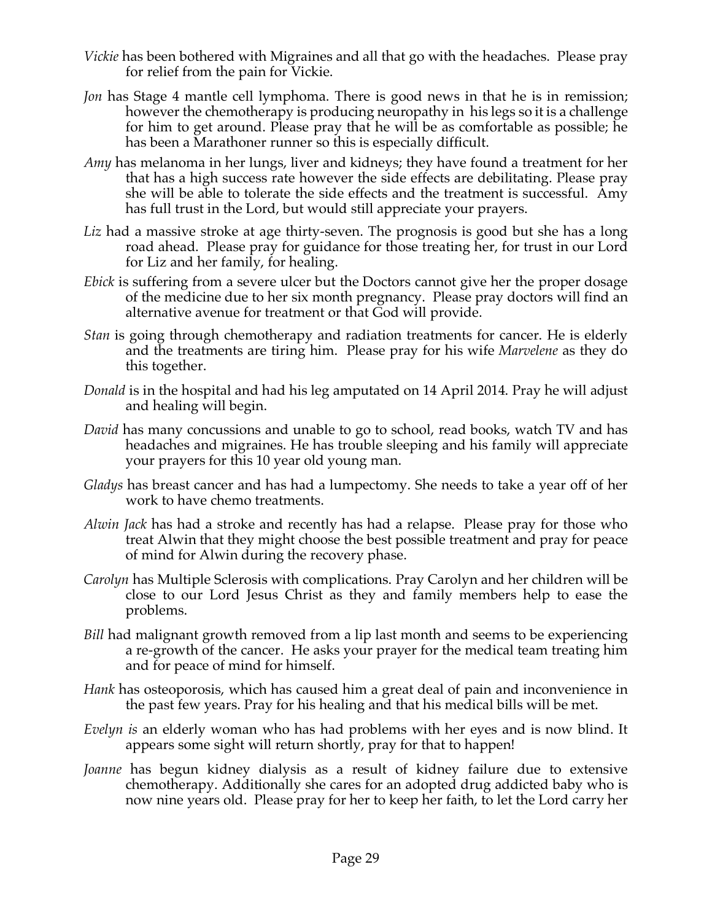*Vickie* has been bothered with Migraines and all that go with the headaches. Please pray for relief from the pain for Vickie.

*Jon* has Stage 4 mantle cell lymphoma. There is good news in that he is in remission; however the chemotherapy is producing neuropathy in his legs so it is a challenge for him to get around. Please pray that he will be as comfortable as possible; he has been a Marathoner runner so this is especially difficult.

*Amy* has melanoma in her lungs, liver and kidneys; they have found a treatment for her that has a high success rate however the side effects are debilitating. Please pray she will be able to tolerate the side effects and the treatment is successful. Amy has full trust in the Lord, but would still appreciate your prayers.

*Liz* had a massive stroke at age thirty-seven. The prognosis is good but she has a long road ahead. Please pray for guidance for those treating her, for trust in our Lord for Liz and her family, for healing.

*Ebick* is suffering from a severe ulcer but the Doctors cannot give her the proper dosage of the medicine due to her six month pregnancy. Please pray doctors will find an alternative avenue for treatment or that God will provide.

*Stan* is going through chemotherapy and radiation treatments for cancer. He is elderly and the treatments are tiring him. Please pray for his wife *Marvelene* as they do this together.

*Donald* is in the hospital and had his leg amputated on 14 April 2014. Pray he will adjust and healing will begin.

*David* has many concussions and unable to go to school, read books, watch TV and has headaches and migraines. He has trouble sleeping and his family will appreciate your prayers for this 10 year old young man.

*Gladys* has breast cancer and has had a lumpectomy. She needs to take a year off of her work to have chemo treatments.

*Alwin Jack* has had a stroke and recently has had a relapse. Please pray for those who treat Alwin that they might choose the best possible treatment and pray for peace of mind for Alwin during the recovery phase.

*Carolyn* has Multiple Sclerosis with complications. Pray Carolyn and her children will be close to our Lord Jesus Christ as they and family members help to ease the problems.

*Bill* had malignant growth removed from a lip last month and seems to be experiencing a re-growth of the cancer. He asks your prayer for the medical team treating him and for peace of mind for himself.

*Hank* has osteoporosis, which has caused him a great deal of pain and inconvenience in the past few years. Pray for his healing and that his medical bills will be met.

*Evelyn is* an elderly woman who has had problems with her eyes and is now blind. It appears some sight will return shortly, pray for that to happen!

*Joanne* has begun kidney dialysis as a result of kidney failure due to extensive chemotherapy. Additionally she cares for an adopted drug addicted baby who is now nine years old. Please pray for her to keep her faith, to let the Lord carry her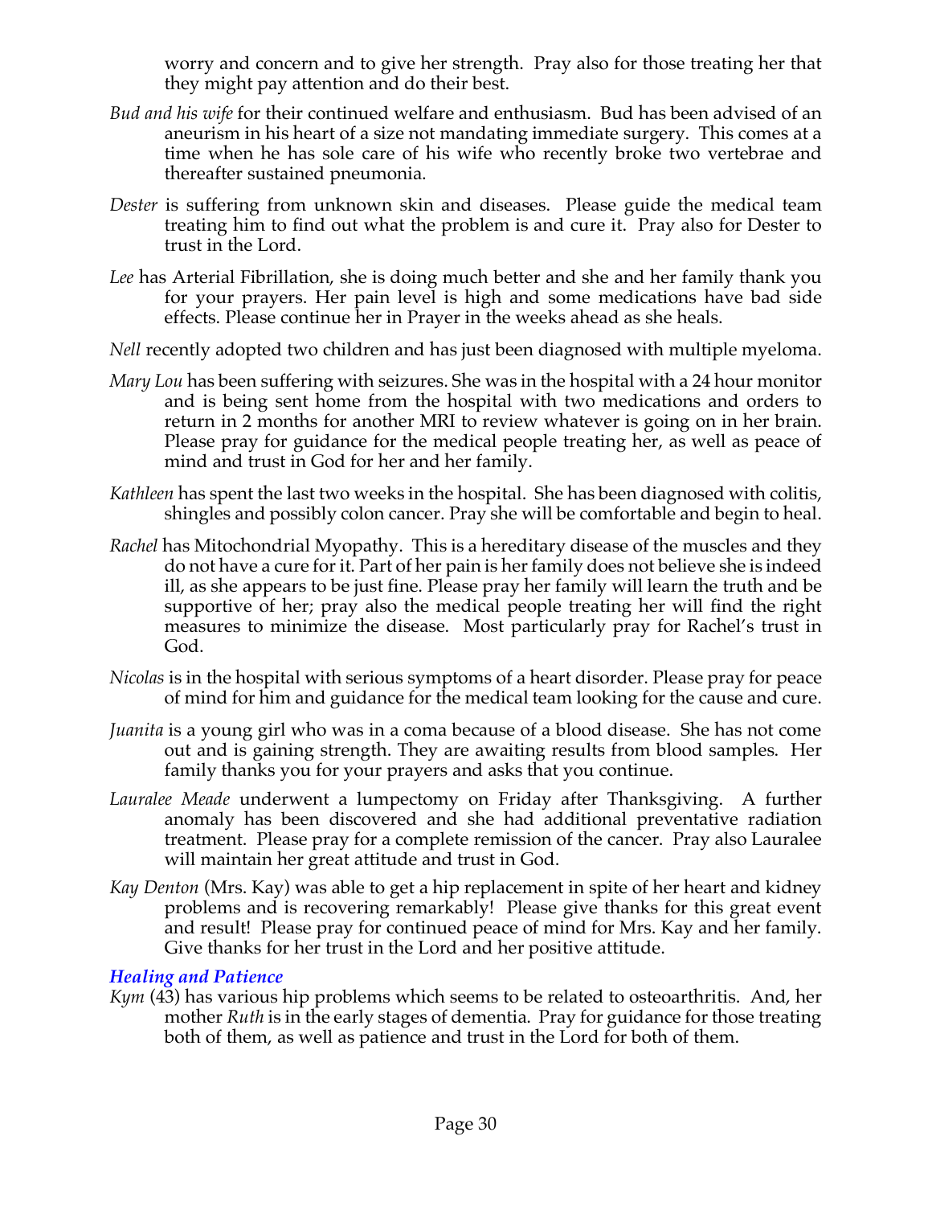worry and concern and to give her strength. Pray also for those treating her that they might pay attention and do their best.

*Bud and his wife* for their continued welfare and enthusiasm. Bud has been advised of an aneurism in his heart of a size not mandating immediate surgery. This comes at a time when he has sole care of his wife who recently broke two vertebrae and thereafter sustained pneumonia.

*Dester* is suffering from unknown skin and diseases. Please guide the medical team treating him to find out what the problem is and cure it. Pray also for Dester to trust in the Lord.

*Lee* has Arterial Fibrillation, she is doing much better and she and her family thank you for your prayers. Her pain level is high and some medications have bad side effects. Please continue her in Prayer in the weeks ahead as she heals.

*Nell* recently adopted two children and has just been diagnosed with multiple myeloma.

*Mary Lou* has been suffering with seizures. She was in the hospital with a 24 hour monitor and is being sent home from the hospital with two medications and orders to return in 2 months for another MRI to review whatever is going on in her brain. Please pray for guidance for the medical people treating her, as well as peace of mind and trust in God for her and her family.

*Kathleen* has spent the last two weeks in the hospital. She has been diagnosed with colitis, shingles and possibly colon cancer. Pray she will be comfortable and begin to heal.

*Rachel* has Mitochondrial Myopathy. This is a hereditary disease of the muscles and they do not have a cure for it. Part of her pain is her family does not believe she is indeed ill, as she appears to be just fine. Please pray her family will learn the truth and be supportive of her; pray also the medical people treating her will find the right measures to minimize the disease. Most particularly pray for Rachel's trust in God.

*Nicolas* is in the hospital with serious symptoms of a heart disorder. Please pray for peace of mind for him and guidance for the medical team looking for the cause and cure.

*Juanita* is a young girl who was in a coma because of a blood disease. She has not come out and is gaining strength. They are awaiting results from blood samples. Her family thanks you for your prayers and asks that you continue.

*Lauralee Meade* underwent a lumpectomy on Friday after Thanksgiving. A further anomaly has been discovered and she had additional preventative radiation treatment. Please pray for a complete remission of the cancer. Pray also Lauralee will maintain her great attitude and trust in God.

*Kay Denton* (Mrs. Kay) was able to get a hip replacement in spite of her heart and kidney problems and is recovering remarkably! Please give thanks for this great event and result! Please pray for continued peace of mind for Mrs. Kay and her family. Give thanks for her trust in the Lord and her positive attitude.

### *Healing and Patience*

*Kym* (43) has various hip problems which seems to be related to osteoarthritis. And, her mother *Ruth* is in the early stages of dementia. Pray for guidance for those treating both of them, as well as patience and trust in the Lord for both of them.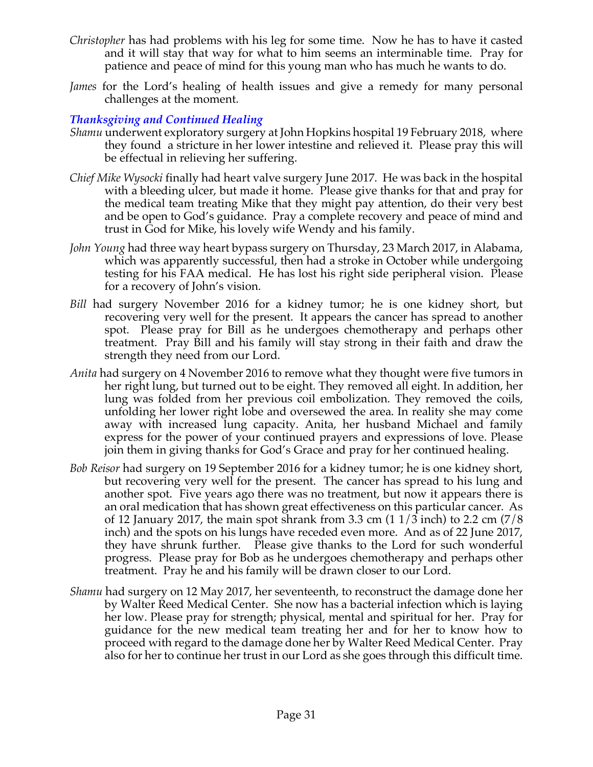*Christopher* has had problems with his leg for some time. Now he has to have it casted and it will stay that way for what to him seems an interminable time. Pray for patience and peace of mind for this young man who has much he wants to do.

*James* for the Lord's healing of health issues and give a remedy for many personal challenges at the moment.

### *Thanksgiving and Continued Healing*

*Shamu* underwent exploratory surgery at John Hopkins hospital 19 February 2018, where they found a stricture in her lower intestine and relieved it. Please pray this will be effectual in relieving her suffering.

*Chief Mike Wysocki* finally had heart valve surgery June 2017. He was back in the hospital with a bleeding ulcer, but made it home. Please give thanks for that and pray for the medical team treating Mike that they might pay attention, do their very best and be open to God's guidance. Pray a complete recovery and peace of mind and trust in God for Mike, his lovely wife Wendy and his family.

*John Young* had three way heart bypass surgery on Thursday, 23 March 2017, in Alabama, which was apparently successful, then had a stroke in October while undergoing testing for his FAA medical. He has lost his right side peripheral vision. Please for a recovery of John's vision.

*Bill* had surgery November 2016 for a kidney tumor; he is one kidney short, but recovering very well for the present. It appears the cancer has spread to another spot. Please pray for Bill as he undergoes chemotherapy and perhaps other treatment. Pray Bill and his family will stay strong in their faith and draw the strength they need from our Lord.

*Anita* had surgery on 4 November 2016 to remove what they thought were five tumors in her right lung, but turned out to be eight. They removed all eight. In addition, her lung was folded from her previous coil embolization. They removed the coils, unfolding her lower right lobe and oversewed the area. In reality she may come away with increased lung capacity. Anita, her husband Michael and family express for the power of your continued prayers and expressions of love. Please join them in giving thanks for God's Grace and pray for her continued healing.

*Bob Reisor* had surgery on 19 September 2016 for a kidney tumor; he is one kidney short, but recovering very well for the present. The cancer has spread to his lung and another spot. Five years ago there was no treatment, but now it appears there is an oral medication that has shown great effectiveness on this particular cancer. As of 12 January 2017, the main spot shrank from 3.3 cm (1 1/3 inch) to 2.2 cm (7/8 inch) and the spots on his lungs have receded even more. And as of 22 June 2017, they have shrunk further. Please give thanks to the Lord for such wonderful progress. Please pray for Bob as he undergoes chemotherapy and perhaps other treatment. Pray he and his family will be drawn closer to our Lord.

*Shamu* had surgery on 12 May 2017, her seventeenth, to reconstruct the damage done her by Walter Reed Medical Center. She now has a bacterial infection which is laying her low. Please pray for strength; physical, mental and spiritual for her. Pray for guidance for the new medical team treating her and for her to know how to proceed with regard to the damage done her by Walter Reed Medical Center. Pray also for her to continue her trust in our Lord as she goes through this difficult time.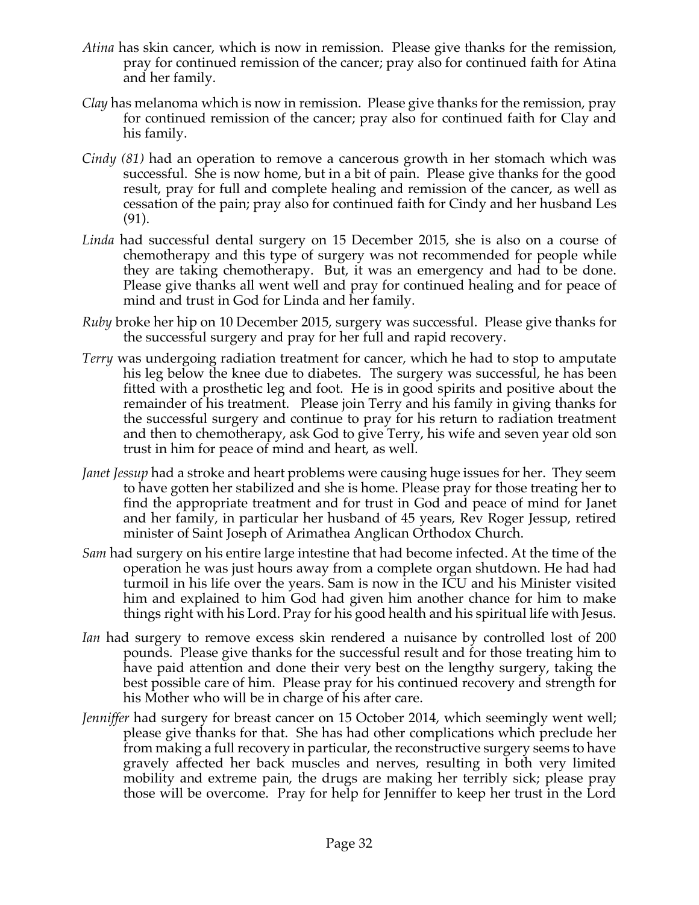*Atina* has skin cancer, which is now in remission. Please give thanks for the remission, pray for continued remission of the cancer; pray also for continued faith for Atina and her family.

*Clay* has melanoma which is now in remission. Please give thanks for the remission, pray for continued remission of the cancer; pray also for continued faith for Clay and his family.

*Cindy (81)* had an operation to remove a cancerous growth in her stomach which was successful. She is now home, but in a bit of pain. Please give thanks for the good result, pray for full and complete healing and remission of the cancer, as well as cessation of the pain; pray also for continued faith for Cindy and her husband Les (91).

*Linda* had successful dental surgery on 15 December 2015, she is also on a course of chemotherapy and this type of surgery was not recommended for people while they are taking chemotherapy. But, it was an emergency and had to be done. Please give thanks all went well and pray for continued healing and for peace of mind and trust in God for Linda and her family.

*Ruby* broke her hip on 10 December 2015, surgery was successful. Please give thanks for the successful surgery and pray for her full and rapid recovery.

*Terry* was undergoing radiation treatment for cancer, which he had to stop to amputate his leg below the knee due to diabetes. The surgery was successful, he has been fitted with a prosthetic leg and foot. He is in good spirits and positive about the remainder of his treatment. Please join Terry and his family in giving thanks for the successful surgery and continue to pray for his return to radiation treatment and then to chemotherapy, ask God to give Terry, his wife and seven year old son trust in him for peace of mind and heart, as well.

*Janet Jessup* had a stroke and heart problems were causing huge issues for her. They seem to have gotten her stabilized and she is home. Please pray for those treating her to find the appropriate treatment and for trust in God and peace of mind for Janet and her family, in particular her husband of 45 years, Rev Roger Jessup, retired minister of Saint Joseph of Arimathea Anglican Orthodox Church.

*Sam* had surgery on his entire large intestine that had become infected. At the time of the operation he was just hours away from a complete organ shutdown. He had had turmoil in his life over the years. Sam is now in the ICU and his Minister visited him and explained to him God had given him another chance for him to make things right with his Lord. Pray for his good health and his spiritual life with Jesus.

*Ian* had surgery to remove excess skin rendered a nuisance by controlled lost of 200 pounds. Please give thanks for the successful result and for those treating him to have paid attention and done their very best on the lengthy surgery, taking the best possible care of him. Please pray for his continued recovery and strength for his Mother who will be in charge of his after care.

*Jenniffer* had surgery for breast cancer on 15 October 2014, which seemingly went well; please give thanks for that. She has had other complications which preclude her from making a full recovery in particular, the reconstructive surgery seems to have gravely affected her back muscles and nerves, resulting in both very limited mobility and extreme pain, the drugs are making her terribly sick; please pray those will be overcome. Pray for help for Jenniffer to keep her trust in the Lord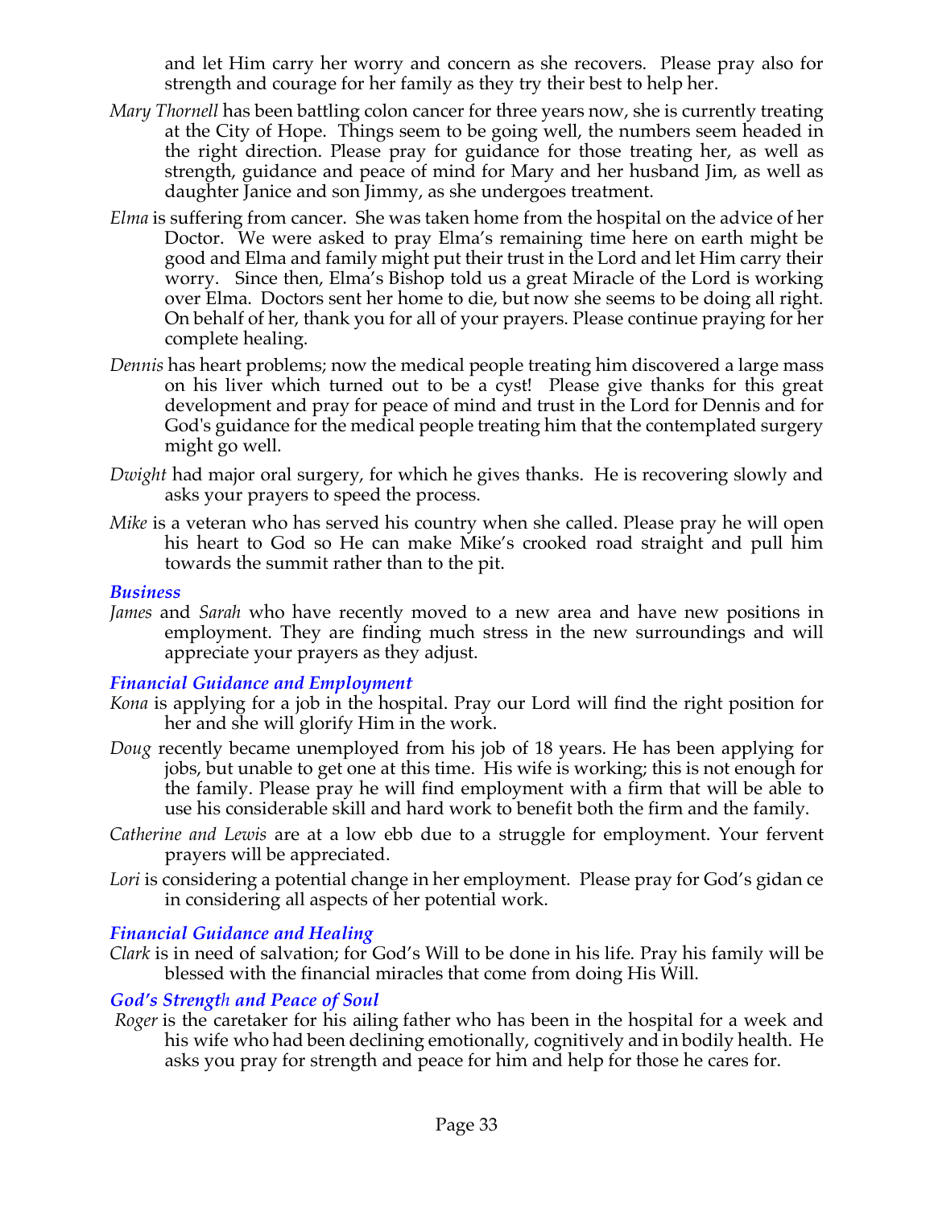and let Him carry her worry and concern as she recovers. Please pray also for strength and courage for her family as they try their best to help her.

*Mary Thornell* has been battling colon cancer for three years now, she is currently treating at the City of Hope. Things seem to be going well, the numbers seem headed in the right direction. Please pray for guidance for those treating her, as well as strength, guidance and peace of mind for Mary and her husband Jim, as well as daughter Janice and son Jimmy, as she undergoes treatment.

*Elma* is suffering from cancer. She was taken home from the hospital on the advice of her Doctor. We were asked to pray Elma's remaining time here on earth might be good and Elma and family might put their trust in the Lord and let Him carry their worry. Since then, Elma's Bishop told us a great Miracle of the Lord is working over Elma. Doctors sent her home to die, but now she seems to be doing all right. On behalf of her, thank you for all of your prayers. Please continue praying for her complete healing.

*Dennis* has heart problems; now the medical people treating him discovered a large mass on his liver which turned out to be a cyst! Please give thanks for this great development and pray for peace of mind and trust in the Lord for Dennis and for God's guidance for the medical people treating him that the contemplated surgery might go well.

*Dwight* had major oral surgery, for which he gives thanks. He is recovering slowly and asks your prayers to speed the process.

*Mike* is a veteran who has served his country when she called. Please pray he will open his heart to God so He can make Mike's crooked road straight and pull him towards the summit rather than to the pit.

### *Business*

*James* and *Sarah* who have recently moved to a new area and have new positions in employment. They are finding much stress in the new surroundings and will appreciate your prayers as they adjust.

### *Financial Guidance and Employment*

*Kona* is applying for a job in the hospital. Pray our Lord will find the right position for her and she will glorify Him in the work.

*Doug* recently became unemployed from his job of 18 years. He has been applying for jobs, but unable to get one at this time. His wife is working; this is not enough for the family. Please pray he will find employment with a firm that will be able to use his considerable skill and hard work to benefit both the firm and the family.

*Catherine and Lewis* are at a low ebb due to a struggle for employment. Your fervent prayers will be appreciated.

*Lori* is considering a potential change in her employment. Please pray for God's gidan ce in considering all aspects of her potential work.

### *Financial Guidance and Healing*

*Clark* is in need of salvation; for God's Will to be done in his life. Pray his family will be blessed with the financial miracles that come from doing His Will.

### *God's Strength and Peace of Soul*

*Roger* is the caretaker for his ailing father who has been in the hospital for a week and his wife who had been declining emotionally, cognitively and in bodily health. He asks you pray for strength and peace for him and help for those he cares for.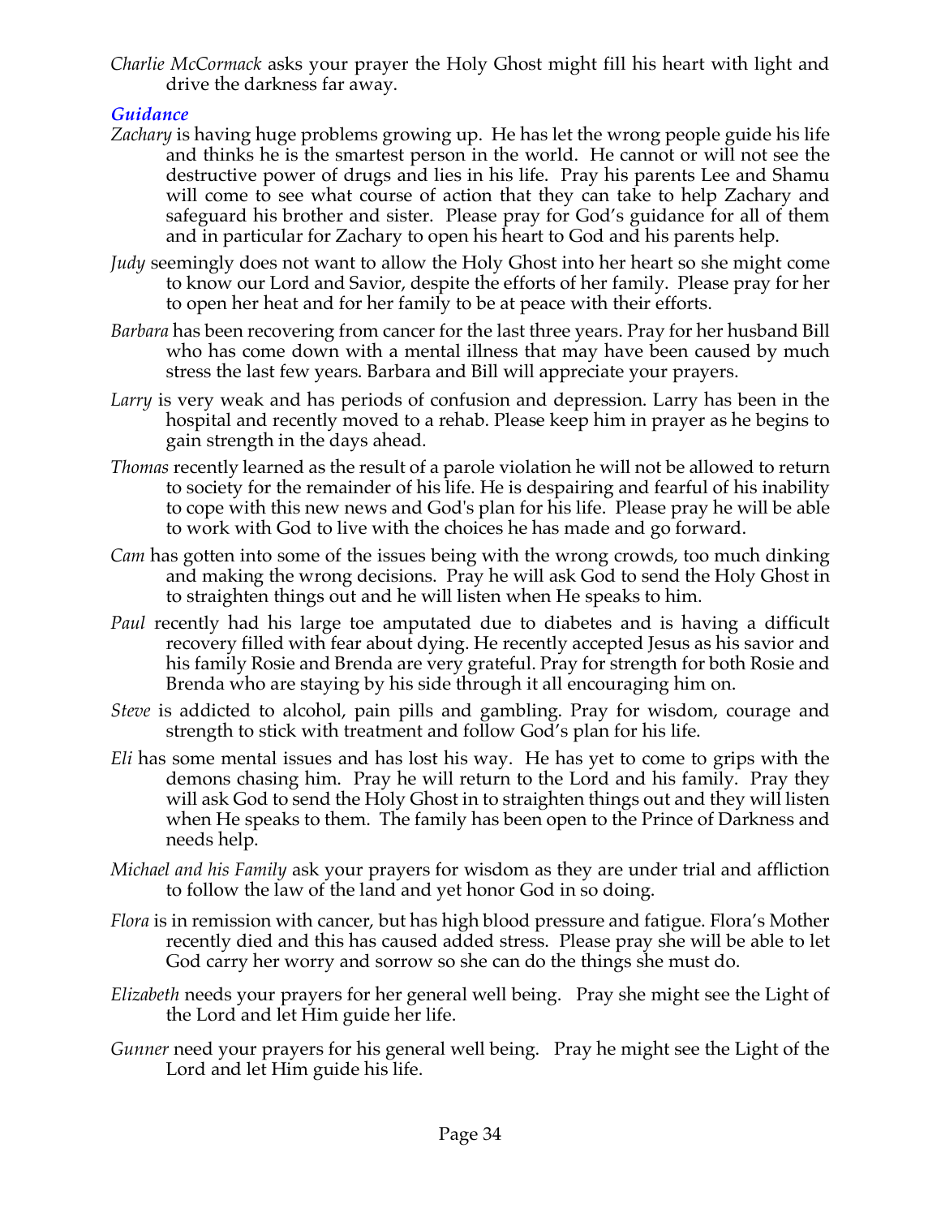*Charlie McCormack* asks your prayer the Holy Ghost might fill his heart with light and drive the darkness far away.

### *Guidance*

*Zachary* is having huge problems growing up. He has let the wrong people guide his life and thinks he is the smartest person in the world. He cannot or will not see the destructive power of drugs and lies in his life. Pray his parents Lee and Shamu will come to see what course of action that they can take to help Zachary and safeguard his brother and sister. Please pray for God's guidance for all of them and in particular for Zachary to open his heart to God and his parents help.

*Judy* seemingly does not want to allow the Holy Ghost into her heart so she might come to know our Lord and Savior, despite the efforts of her family. Please pray for her to open her heat and for her family to be at peace with their efforts.

*Barbara* has been recovering from cancer for the last three years. Pray for her husband Bill who has come down with a mental illness that may have been caused by much stress the last few years. Barbara and Bill will appreciate your prayers.

*Larry* is very weak and has periods of confusion and depression. Larry has been in the hospital and recently moved to a rehab. Please keep him in prayer as he begins to gain strength in the days ahead.

*Thomas* recently learned as the result of a parole violation he will not be allowed to return to society for the remainder of his life. He is despairing and fearful of his inability to cope with this new news and God's plan for his life. Please pray he will be able to work with God to live with the choices he has made and go forward.

*Cam* has gotten into some of the issues being with the wrong crowds, too much dinking and making the wrong decisions. Pray he will ask God to send the Holy Ghost in to straighten things out and he will listen when He speaks to him.

*Paul* recently had his large toe amputated due to diabetes and is having a difficult recovery filled with fear about dying. He recently accepted Jesus as his savior and his family Rosie and Brenda are very grateful. Pray for strength for both Rosie and Brenda who are staying by his side through it all encouraging him on.

*Steve* is addicted to alcohol, pain pills and gambling. Pray for wisdom, courage and strength to stick with treatment and follow God's plan for his life.

*Eli* has some mental issues and has lost his way. He has yet to come to grips with the demons chasing him. Pray he will return to the Lord and his family. Pray they will ask God to send the Holy Ghost in to straighten things out and they will listen when He speaks to them. The family has been open to the Prince of Darkness and needs help.

*Michael and his Family* ask your prayers for wisdom as they are under trial and affliction to follow the law of the land and yet honor God in so doing.

*Flora* is in remission with cancer, but has high blood pressure and fatigue. Flora's Mother recently died and this has caused added stress. Please pray she will be able to let God carry her worry and sorrow so she can do the things she must do.

*Elizabeth* needs your prayers for her general well being. Pray she might see the Light of the Lord and let Him guide her life.

*Gunner* need your prayers for his general well being. Pray he might see the Light of the Lord and let Him guide his life.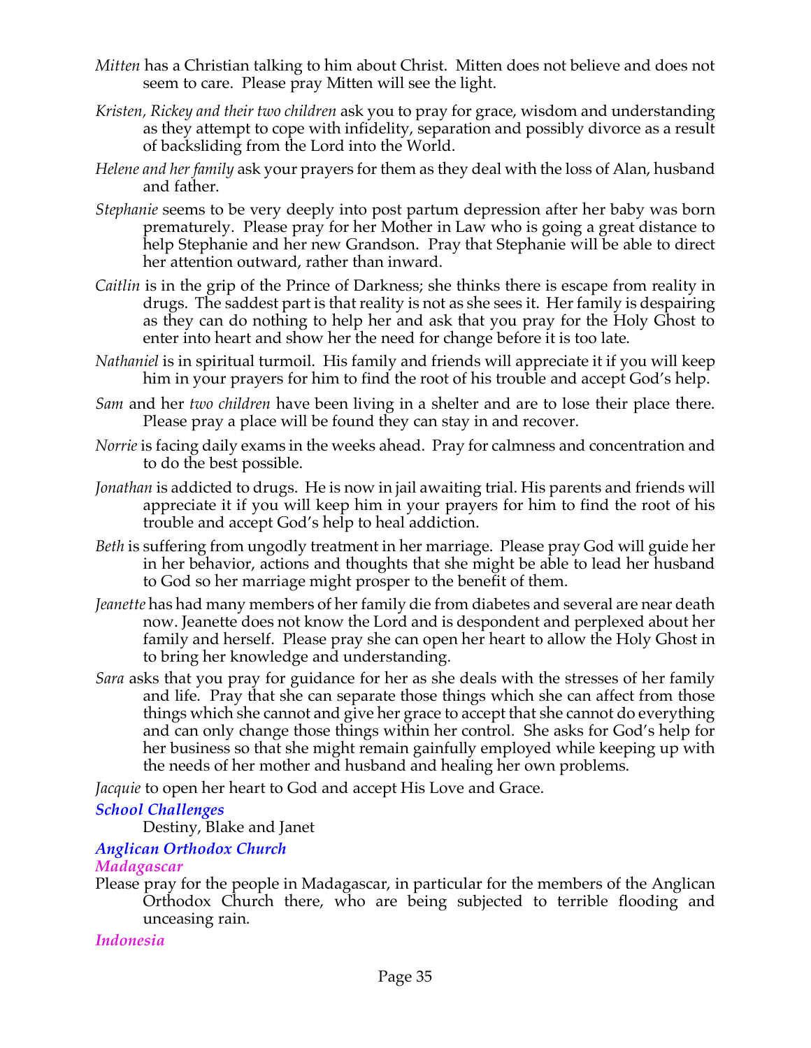*Mitten* has a Christian talking to him about Christ. Mitten does not believe and does not seem to care. Please pray Mitten will see the light.

*Kristen, Rickey and their two children* ask you to pray for grace, wisdom and understanding as they attempt to cope with infidelity, separation and possibly divorce as a result of backsliding from the Lord into the World.

*Helene and her family* ask your prayers for them as they deal with the loss of Alan, husband and father.

*Stephanie* seems to be very deeply into post partum depression after her baby was born prematurely. Please pray for her Mother in Law who is going a great distance to help Stephanie and her new Grandson. Pray that Stephanie will be able to direct her attention outward, rather than inward.

*Caitlin* is in the grip of the Prince of Darkness; she thinks there is escape from reality in drugs. The saddest part is that reality is not as she sees it. Her family is despairing as they can do nothing to help her and ask that you pray for the Holy Ghost to enter into heart and show her the need for change before it is too late.

*Nathaniel* is in spiritual turmoil. His family and friends will appreciate it if you will keep him in your prayers for him to find the root of his trouble and accept God's help.

*Sam* and her *two children* have been living in a shelter and are to lose their place there. Please pray a place will be found they can stay in and recover.

*Norrie* is facing daily exams in the weeks ahead. Pray for calmness and concentration and to do the best possible.

*Jonathan* is addicted to drugs. He is now in jail awaiting trial. His parents and friends will appreciate it if you will keep him in your prayers for him to find the root of his trouble and accept God's help to heal addiction.

*Beth* is suffering from ungodly treatment in her marriage. Please pray God will guide her in her behavior, actions and thoughts that she might be able to lead her husband to God so her marriage might prosper to the benefit of them.

*Jeanette* has had many members of her family die from diabetes and several are near death now. Jeanette does not know the Lord and is despondent and perplexed about her family and herself. Please pray she can open her heart to allow the Holy Ghost in to bring her knowledge and understanding.

*Sara* asks that you pray for guidance for her as she deals with the stresses of her family and life. Pray that she can separate those things which she can affect from those things which she cannot and give her grace to accept that she cannot do everything and can only change those things within her control. She asks for God's help for her business so that she might remain gainfully employed while keeping up with the needs of her mother and husband and healing her own problems.

*Jacquie* to open her heart to God and accept His Love and Grace.

***School Challenges***

Destiny, Blake and Janet

***Anglican Orthodox Church***

***Madagascar***

Please pray for the people in Madagascar, in particular for the members of the Anglican Orthodox Church there, who are being subjected to terrible flooding and unceasing rain.

***Indonesia***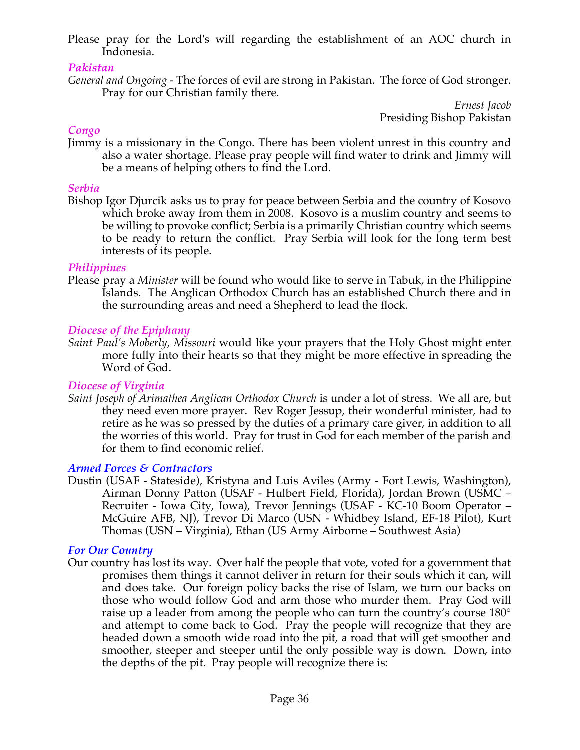Please pray for the Lord's will regarding the establishment of an AOC church in Indonesia.

### *Pakistan*

*General and Ongoing* - The forces of evil are strong in Pakistan. The force of God stronger. Pray for our Christian family there.

*Ernest Jacob*
Presiding Bishop Pakistan

### *Congo*

Jimmy is a missionary in the Congo. There has been violent unrest in this country and also a water shortage. Please pray people will find water to drink and Jimmy will be a means of helping others to find the Lord.

### *Serbia*

Bishop Igor Djurcik asks us to pray for peace between Serbia and the country of Kosovo which broke away from them in 2008. Kosovo is a muslim country and seems to be willing to provoke conflict; Serbia is a primarily Christian country which seems to be ready to return the conflict. Pray Serbia will look for the long term best interests of its people.

### *Philippines*

Please pray a *Minister* will be found who would like to serve in Tabuk, in the Philippine Islands. The Anglican Orthodox Church has an established Church there and in the surrounding areas and need a Shepherd to lead the flock.

### *Diocese of the Epiphany*

*Saint Paul's Moberly, Missouri* would like your prayers that the Holy Ghost might enter more fully into their hearts so that they might be more effective in spreading the Word of God.

### *Diocese of Virginia*

*Saint Joseph of Arimathea Anglican Orthodox Church* is under a lot of stress. We all are, but they need even more prayer. Rev Roger Jessup, their wonderful minister, had to retire as he was so pressed by the duties of a primary care giver, in addition to all the worries of this world. Pray for trust in God for each member of the parish and for them to find economic relief.

### *Armed Forces & Contractors*

Dustin (USAF - Stateside), Kristyna and Luis Aviles (Army - Fort Lewis, Washington), Airman Donny Patton (USAF - Hulbert Field, Florida), Jordan Brown (USMC – Recruiter - Iowa City, Iowa), Trevor Jennings (USAF - KC-10 Boom Operator – McGuire AFB, NJ), Trevor Di Marco (USN - Whidbey Island, EF-18 Pilot), Kurt Thomas (USN – Virginia), Ethan (US Army Airborne – Southwest Asia)

### *For Our Country*

Our country has lost its way. Over half the people that vote, voted for a government that promises them things it cannot deliver in return for their souls which it can, will and does take. Our foreign policy backs the rise of Islam, we turn our backs on those who would follow God and arm those who murder them. Pray God will raise up a leader from among the people who can turn the country's course 180° and attempt to come back to God. Pray the people will recognize that they are headed down a smooth wide road into the pit, a road that will get smoother and smoother, steeper and steeper until the only possible way is down. Down, into the depths of the pit. Pray people will recognize there is: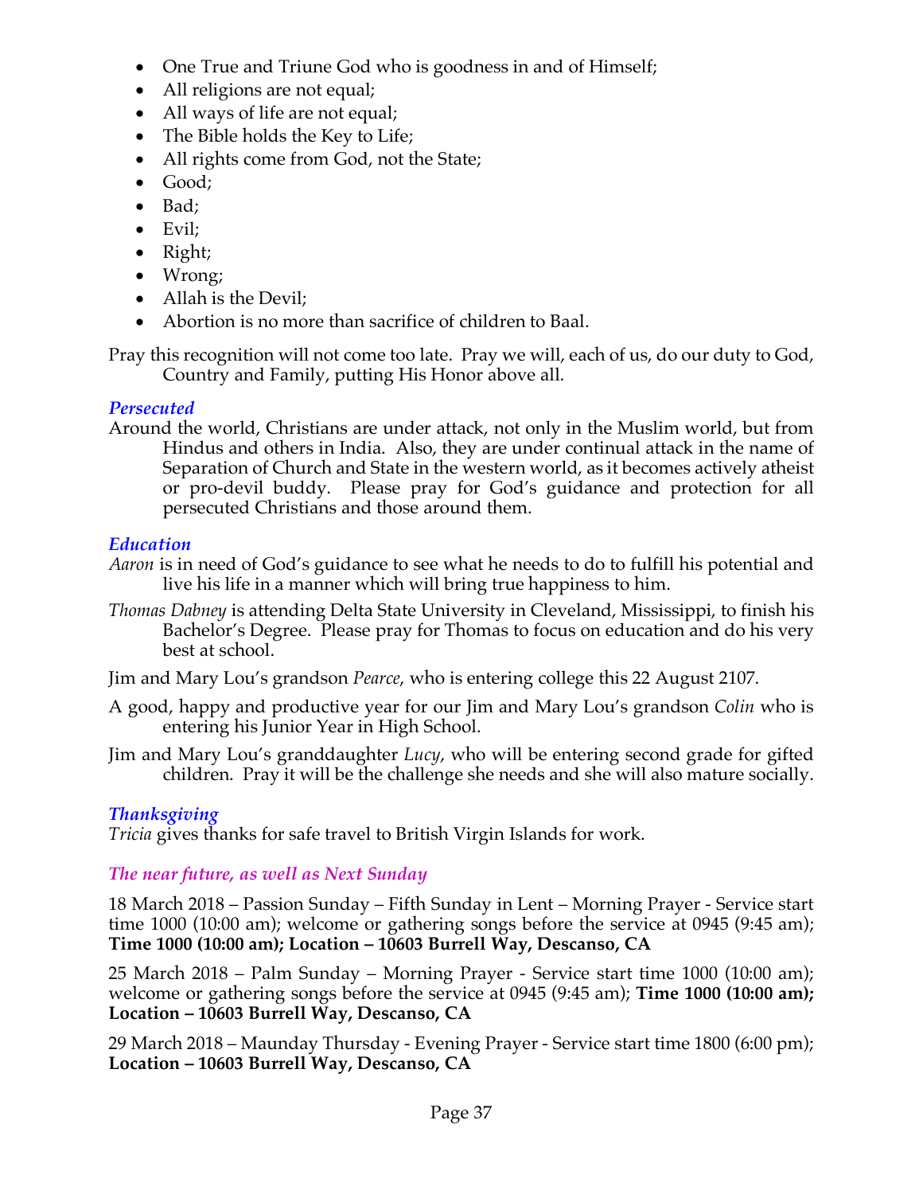- One True and Triune God who is goodness in and of Himself;
- All religions are not equal;
- All ways of life are not equal;
- The Bible holds the Key to Life;
- All rights come from God, not the State;
- Good;
- Bad;
- Evil;
- Right;
- Wrong;
- Allah is the Devil;
- Abortion is no more than sacrifice of children to Baal.

Pray this recognition will not come too late. Pray we will, each of us, do our duty to God, Country and Family, putting His Honor above all.

### *Persecuted*

Around the world, Christians are under attack, not only in the Muslim world, but from Hindus and others in India. Also, they are under continual attack in the name of Separation of Church and State in the western world, as it becomes actively atheist or pro-devil buddy. Please pray for God's guidance and protection for all persecuted Christians and those around them.

### *Education*

*Aaron* is in need of God's guidance to see what he needs to do to fulfill his potential and live his life in a manner which will bring true happiness to him.

*Thomas Dabney* is attending Delta State University in Cleveland, Mississippi, to finish his Bachelor's Degree. Please pray for Thomas to focus on education and do his very best at school.

Jim and Mary Lou's grandson *Pearce*, who is entering college this 22 August 2107.

A good, happy and productive year for our Jim and Mary Lou's grandson *Colin* who is entering his Junior Year in High School.

Jim and Mary Lou's granddaughter *Lucy*, who will be entering second grade for gifted children. Pray it will be the challenge she needs and she will also mature socially.

### *Thanksgiving*

*Tricia* gives thanks for safe travel to British Virgin Islands for work.

### *The near future, as well as Next Sunday*

18 March 2018 – Passion Sunday – Fifth Sunday in Lent – Morning Prayer - Service start time 1000 (10:00 am); welcome or gathering songs before the service at 0945 (9:45 am); **Time 1000 (10:00 am); Location – 10603 Burrell Way, Descanso, CA**

25 March 2018 – Palm Sunday – Morning Prayer - Service start time 1000 (10:00 am); welcome or gathering songs before the service at 0945 (9:45 am); **Time 1000 (10:00 am); Location – 10603 Burrell Way, Descanso, CA**

29 March 2018 – Maunday Thursday - Evening Prayer - Service start time 1800 (6:00 pm); **Location – 10603 Burrell Way, Descanso, CA**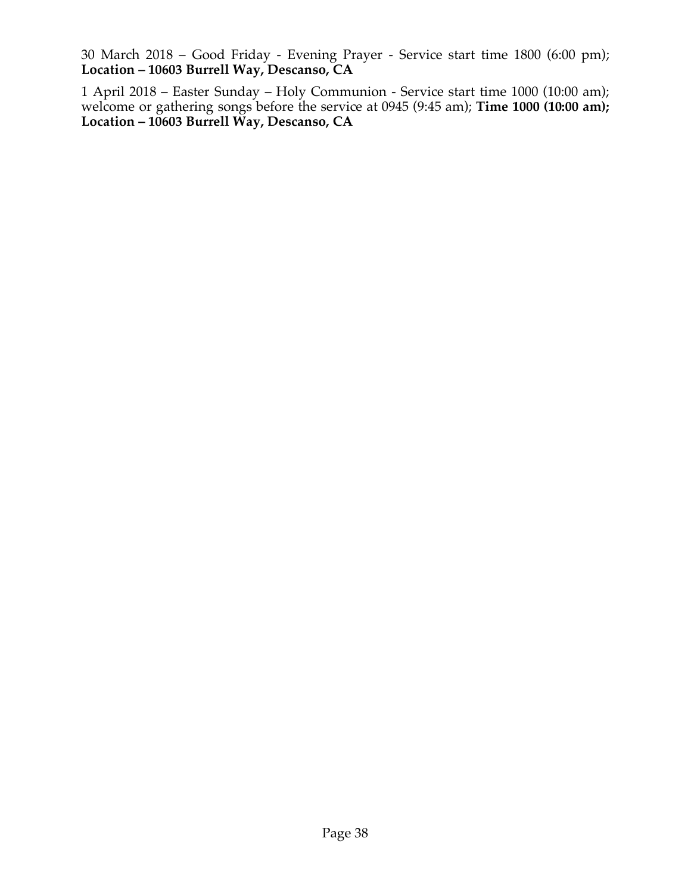30 March 2018 – Good Friday - Evening Prayer - Service start time 1800 (6:00 pm); **Location – 10603 Burrell Way, Descanso, CA**

1 April 2018 – Easter Sunday – Holy Communion - Service start time 1000 (10:00 am); welcome or gathering songs before the service at 0945 (9:45 am); **Time 1000 (10:00 am); Location – 10603 Burrell Way, Descanso, CA**